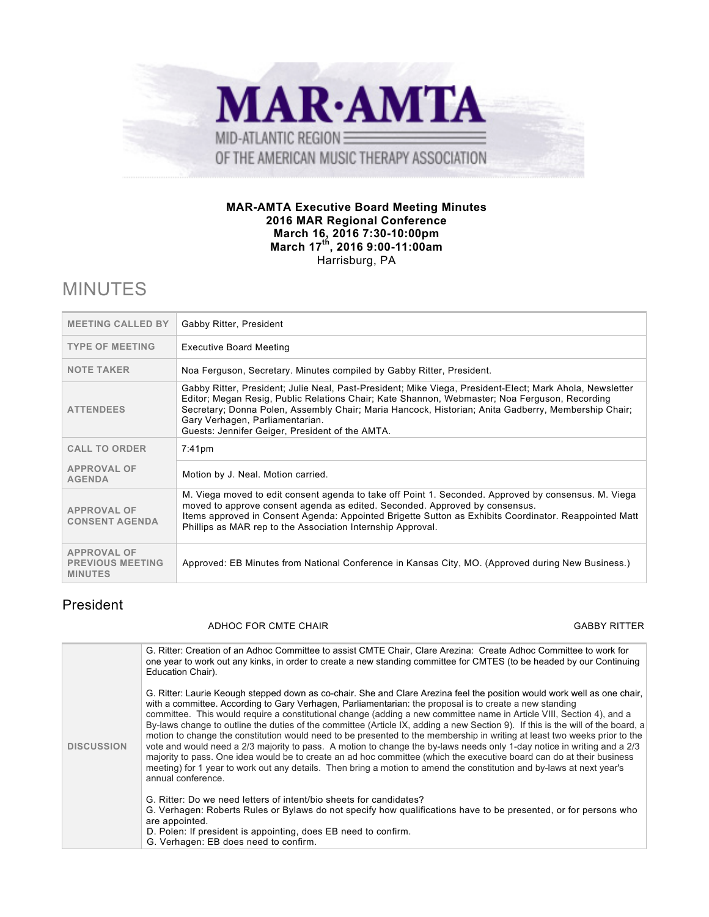# MAR·AMTA

MID-ATLANTIC REGION OF THE AMERICAN MUSIC THERAPY ASSOCIATION

**MAR-AMTA Executive Board Meeting Minutes**
**2016 MAR Regional Conference**
**March 16, 2016 7:30-10:00pm**
**March 17th, 2016 9:00-11:00am**
Harrisburg, PA

# MINUTES

| | |
|---|---|
| **MEETING CALLED BY** | Gabby Ritter, President |
| **TYPE OF MEETING** | Executive Board Meeting |
| **NOTE TAKER** | Noa Ferguson, Secretary. Minutes compiled by Gabby Ritter, President. |
| **ATTENDEES** | Gabby Ritter, President; Julie Neal, Past-President; Mike Viega, President-Elect; Mark Ahola, Newsletter Editor; Megan Resig, Public Relations Chair; Kate Shannon, Webmaster; Noa Ferguson, Recording Secretary; Donna Polen, Assembly Chair; Maria Hancock, Historian; Anita Gadberry, Membership Chair; Gary Verhagen, Parliamentarian. Guests: Jennifer Geiger, President of the AMTA. |
| **CALL TO ORDER** | 7:41pm |
| **APPROVAL OF AGENDA** | Motion by J. Neal. Motion carried. |
| **APPROVAL OF CONSENT AGENDA** | M. Viega moved to edit consent agenda to take off Point 1. Seconded. Approved by consensus. M. Viega moved to approve consent agenda as edited. Seconded. Approved by consensus. Items approved in Consent Agenda: Appointed Brigette Sutton as Exhibits Coordinator. Reappointed Matt Phillips as MAR rep to the Association Internship Approval. |
| **APPROVAL OF PREVIOUS MEETING MINUTES** | Approved: EB Minutes from National Conference in Kansas City, MO. (Approved during New Business.) |

## President

ADHOC FOR CMTE CHAIR — GABBY RITTER

| | |
|---|---|
| **DISCUSSION** | G. Ritter: Creation of an Adhoc Committee to assist CMTE Chair, Clare Arezina: Create Adhoc Committee to work for one year to work out any kinks, in order to create a new standing committee for CMTES (to be headed by our Continuing Education Chair).<br><br>G. Ritter: Laurie Keough stepped down as co-chair. She and Clare Arezina feel the position would work well as one chair, with a committee. According to Gary Verhagen, Parliamentarian: the proposal is to create a new standing committee. This would require a constitutional change (adding a new committee name in Article VIII, Section 4), and a By-laws change to outline the duties of the committee (Article IX, adding a new Section 9). If this is the will of the board, a motion to change the constitution would need to be presented to the membership in writing at least two weeks prior to the vote and would need a 2/3 majority to pass. A motion to change the by-laws needs only 1-day notice in writing and a 2/3 majority to pass. One idea would be to create an ad hoc committee (which the executive board can do at their business meeting) for 1 year to work out any details. Then bring a motion to amend the constitution and by-laws at next year's annual conference.<br><br>G. Ritter: Do we need letters of intent/bio sheets for candidates?<br>G. Verhagen: Roberts Rules or Bylaws do not specify how qualifications have to be presented, or for persons who are appointed.<br>D. Polen: If president is appointing, does EB need to confirm.<br>G. Verhagen: EB does need to confirm. |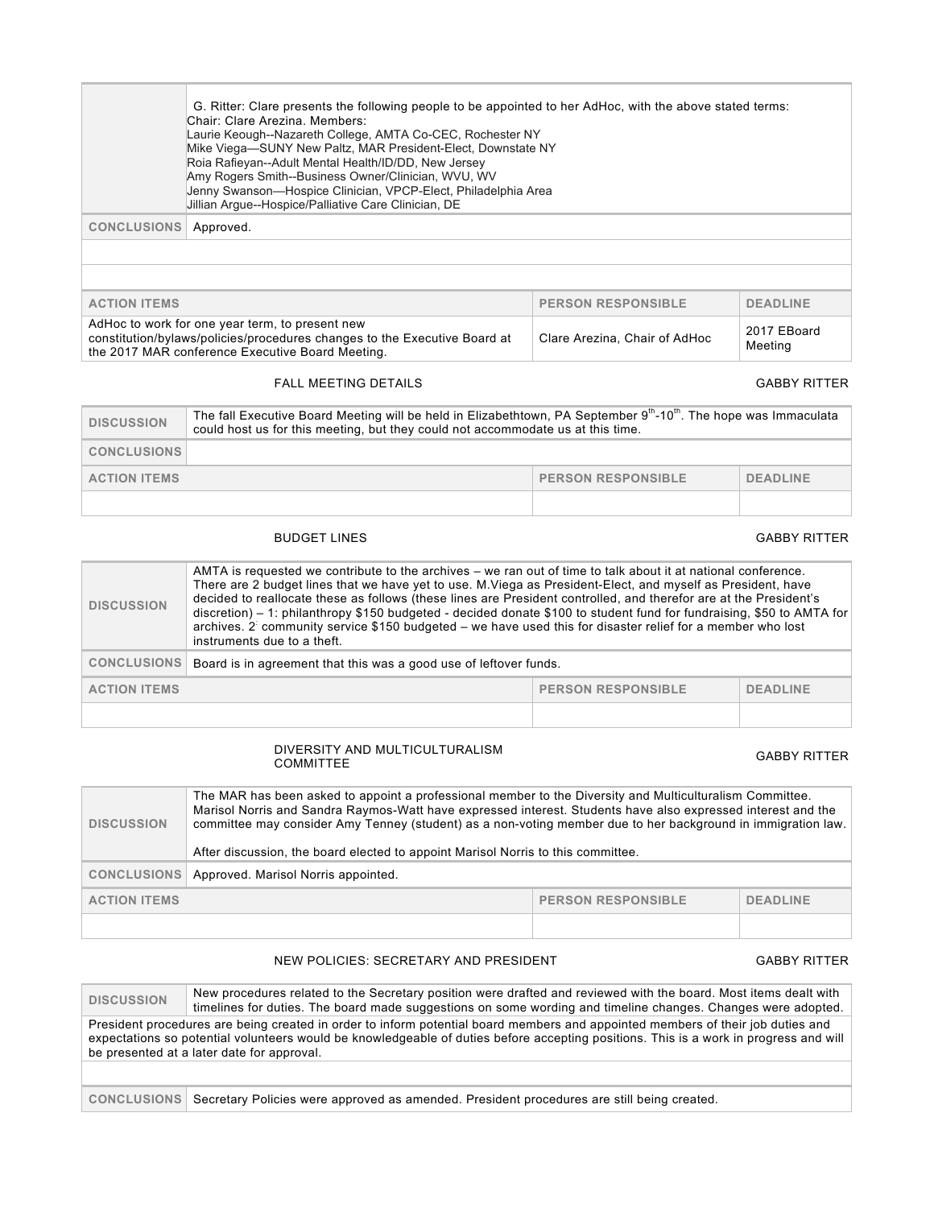| | |
|---|---|
| | G. Ritter: Clare presents the following people to be appointed to her AdHoc, with the above stated terms:<br>Chair: Clare Arezina. Members:<br>Laurie Keough--Nazareth College, AMTA Co-CEC, Rochester NY<br>Mike Viega—SUNY New Paltz, MAR President-Elect, Downstate NY<br>Roia Rafieyan--Adult Mental Health/ID/DD, New Jersey<br>Amy Rogers Smith--Business Owner/Clinician, WVU, WV<br>Jenny Swanson—Hospice Clinician, VPCP-Elect, Philadelphia Area<br>Jillian Argue--Hospice/Palliative Care Clinician, DE |
| CONCLUSIONS | Approved. |

| ACTION ITEMS | PERSON RESPONSIBLE | DEADLINE |
|---|---|---|
| AdHoc to work for one year term, to present new constitution/bylaws/policies/procedures changes to the Executive Board at the 2017 MAR conference Executive Board Meeting. | Clare Arezina, Chair of AdHoc | 2017 EBoard Meeting |

FALL MEETING DETAILS — GABBY RITTER

| | |
|---|---|
| DISCUSSION | The fall Executive Board Meeting will be held in Elizabethtown, PA September 9th-10th. The hope was Immaculata could host us for this meeting, but they could not accommodate us at this time. |
| CONCLUSIONS | |

| ACTION ITEMS | PERSON RESPONSIBLE | DEADLINE |
|---|---|---|
| | | |

BUDGET LINES — GABBY RITTER

| | |
|---|---|
| DISCUSSION | AMTA is requested we contribute to the archives – we ran out of time to talk about it at national conference. There are 2 budget lines that we have yet to use. M.Viega as President-Elect, and myself as President, have decided to reallocate these as follows (these lines are President controlled, and therefor are at the President's discretion) – 1: philanthropy $150 budgeted - decided donate $100 to student fund for fundraising, $50 to AMTA for archives. 2: community service $150 budgeted – we have used this for disaster relief for a member who lost instruments due to a theft. |
| CONCLUSIONS | Board is in agreement that this was a good use of leftover funds. |

| ACTION ITEMS | PERSON RESPONSIBLE | DEADLINE |
|---|---|---|
| | | |

DIVERSITY AND MULTICULTURALISM COMMITTEE — GABBY RITTER

| | |
|---|---|
| DISCUSSION | The MAR has been asked to appoint a professional member to the Diversity and Multiculturalism Committee. Marisol Norris and Sandra Raymos-Watt have expressed interest. Students have also expressed interest and the committee may consider Amy Tenney (student) as a non-voting member due to her background in immigration law.<br><br>After discussion, the board elected to appoint Marisol Norris to this committee. |
| CONCLUSIONS | Approved. Marisol Norris appointed. |

| ACTION ITEMS | PERSON RESPONSIBLE | DEADLINE |
|---|---|---|
| | | |

NEW POLICIES: SECRETARY AND PRESIDENT — GABBY RITTER

| | |
|---|---|
| DISCUSSION | New procedures related to the Secretary position were drafted and reviewed with the board. Most items dealt with timelines for duties. The board made suggestions on some wording and timeline changes. Changes were adopted. |
| President procedures are being created in order to inform potential board members and appointed members of their job duties and expectations so potential volunteers would be knowledgeable of duties before accepting positions. This is a work in progress and will be presented at a later date for approval. | |
| CONCLUSIONS | Secretary Policies were approved as amended. President procedures are still being created. |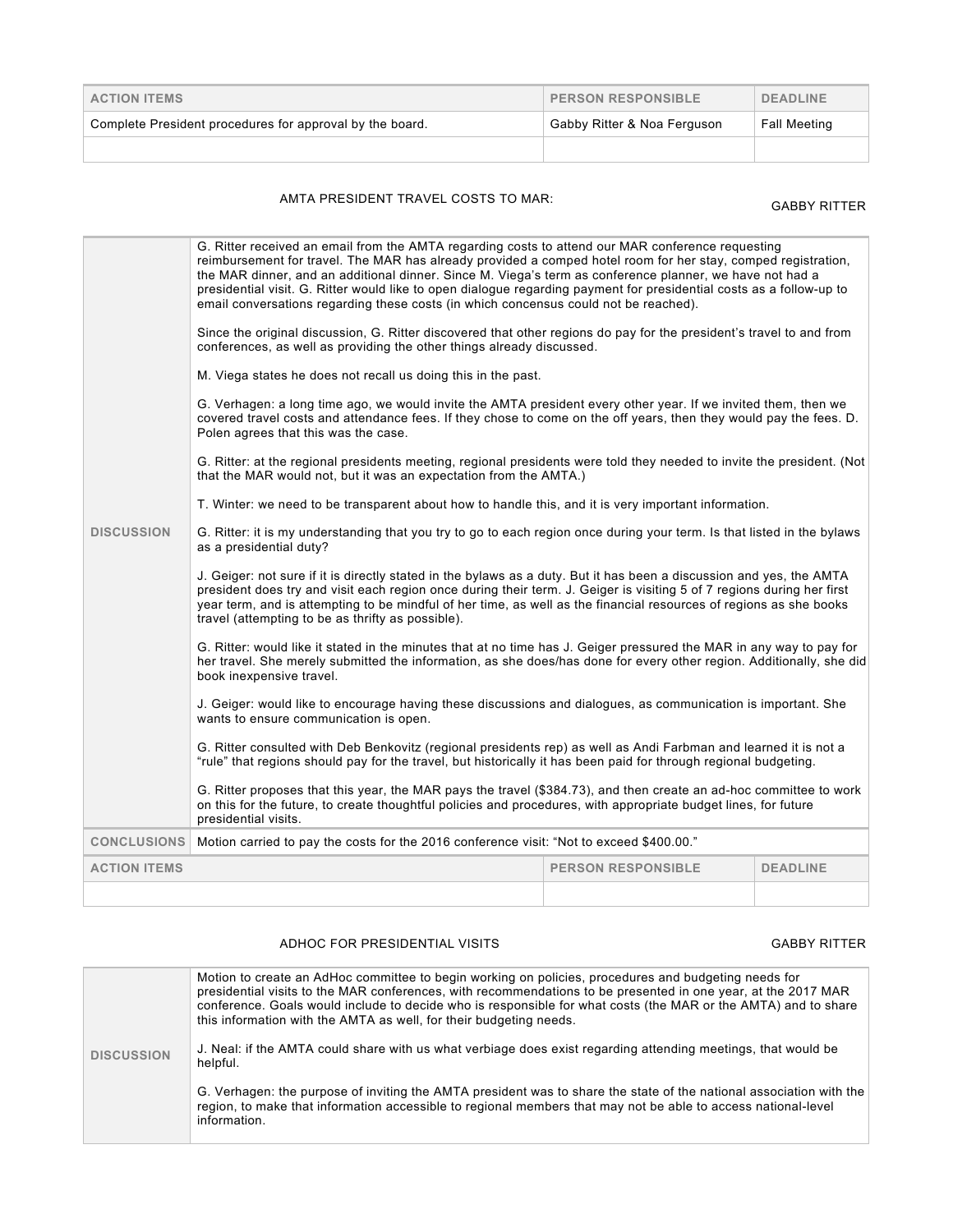| ACTION ITEMS | PERSON RESPONSIBLE | DEADLINE |
| --- | --- | --- |
| Complete President procedures for approval by the board. | Gabby Ritter & Noa Ferguson | Fall Meeting |
| | | |

## AMTA PRESIDENT TRAVEL COSTS TO MAR: GABBY RITTER

**DISCUSSION**

G. Ritter received an email from the AMTA regarding costs to attend our MAR conference requesting reimbursement for travel. The MAR has already provided a comped hotel room for her stay, comped registration, the MAR dinner, and an additional dinner. Since M. Viega's term as conference planner, we have not had a presidential visit. G. Ritter would like to open dialogue regarding payment for presidential costs as a follow-up to email conversations regarding these costs (in which concensus could not be reached).

Since the original discussion, G. Ritter discovered that other regions do pay for the president's travel to and from conferences, as well as providing the other things already discussed.

M. Viega states he does not recall us doing this in the past.

G. Verhagen: a long time ago, we would invite the AMTA president every other year. If we invited them, then we covered travel costs and attendance fees. If they chose to come on the off years, then they would pay the fees. D. Polen agrees that this was the case.

G. Ritter: at the regional presidents meeting, regional presidents were told they needed to invite the president. (Not that the MAR would not, but it was an expectation from the AMTA.)

T. Winter: we need to be transparent about how to handle this, and it is very important information.

G. Ritter: it is my understanding that you try to go to each region once during your term. Is that listed in the bylaws as a presidential duty?

J. Geiger: not sure if it is directly stated in the bylaws as a duty. But it has been a discussion and yes, the AMTA president does try and visit each region once during their term. J. Geiger is visiting 5 of 7 regions during her first year term, and is attempting to be mindful of her time, as well as the financial resources of regions as she books travel (attempting to be as thrifty as possible).

G. Ritter: would like it stated in the minutes that at no time has J. Geiger pressured the MAR in any way to pay for her travel. She merely submitted the information, as she does/has done for every other region. Additionally, she did book inexpensive travel.

J. Geiger: would like to encourage having these discussions and dialogues, as communication is important. She wants to ensure communication is open.

G. Ritter consulted with Deb Benkovitz (regional presidents rep) as well as Andi Farbman and learned it is not a "rule" that regions should pay for the travel, but historically it has been paid for through regional budgeting.

G. Ritter proposes that this year, the MAR pays the travel ($384.73), and then create an ad-hoc committee to work on this for the future, to create thoughtful policies and procedures, with appropriate budget lines, for future presidential visits.

**CONCLUSIONS**

Motion carried to pay the costs for the 2016 conference visit: "Not to exceed $400.00."

| ACTION ITEMS | PERSON RESPONSIBLE | DEADLINE |
| --- | --- | --- |
| | | |

## ADHOC FOR PRESIDENTIAL VISITS GABBY RITTER

**DISCUSSION**

Motion to create an AdHoc committee to begin working on policies, procedures and budgeting needs for presidential visits to the MAR conferences, with recommendations to be presented in one year, at the 2017 MAR conference. Goals would include to decide who is responsible for what costs (the MAR or the AMTA) and to share this information with the AMTA as well, for their budgeting needs.

J. Neal: if the AMTA could share with us what verbiage does exist regarding attending meetings, that would be helpful.

G. Verhagen: the purpose of inviting the AMTA president was to share the state of the national association with the region, to make that information accessible to regional members that may not be able to access national-level information.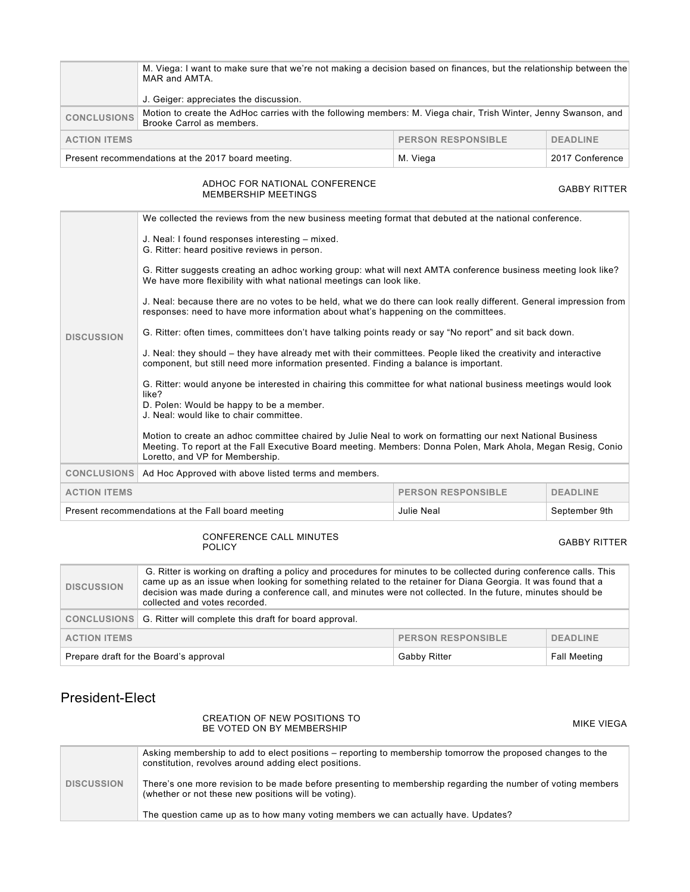| | |
|---|---|
| | M. Viega: I want to make sure that we're not making a decision based on finances, but the relationship between the MAR and AMTA.<br><br>J. Geiger: appreciates the discussion. |
| **CONCLUSIONS** | Motion to create the AdHoc carries with the following members: M. Viega chair, Trish Winter, Jenny Swanson, and Brooke Carrol as members. |

| ACTION ITEMS | PERSON RESPONSIBLE | DEADLINE |
|---|---|---|
| Present recommendations at the 2017 board meeting. | M. Viega | 2017 Conference |

### ADHOC FOR NATIONAL CONFERENCE MEMBERSHIP MEETINGS — GABBY RITTER

| | |
|---|---|
| **DISCUSSION** | We collected the reviews from the new business meeting format that debuted at the national conference.<br><br>J. Neal: I found responses interesting – mixed.<br>G. Ritter: heard positive reviews in person.<br><br>G. Ritter suggests creating an adhoc working group: what will next AMTA conference business meeting look like? We have more flexibility with what national meetings can look like.<br><br>J. Neal: because there are no votes to be held, what we do there can look really different. General impression from responses: need to have more information about what's happening on the committees.<br><br>G. Ritter: often times, committees don't have talking points ready or say "No report" and sit back down.<br><br>J. Neal: they should – they have already met with their committees. People liked the creativity and interactive component, but still need more information presented. Finding a balance is important.<br><br>G. Ritter: would anyone be interested in chairing this committee for what national business meetings would look like?<br>D. Polen: Would be happy to be a member.<br>J. Neal: would like to chair committee.<br><br>Motion to create an adhoc committee chaired by Julie Neal to work on formatting our next National Business Meeting. To report at the Fall Executive Board meeting. Members: Donna Polen, Mark Ahola, Megan Resig, Conio Loretto, and VP for Membership. |
| **CONCLUSIONS** | Ad Hoc Approved with above listed terms and members. |

| ACTION ITEMS | PERSON RESPONSIBLE | DEADLINE |
|---|---|---|
| Present recommendations at the Fall board meeting | Julie Neal | September 9th |

### CONFERENCE CALL MINUTES POLICY — GABBY RITTER

| | |
|---|---|
| **DISCUSSION** | G. Ritter is working on drafting a policy and procedures for minutes to be collected during conference calls. This came up as an issue when looking for something related to the retainer for Diana Georgia. It was found that a decision was made during a conference call, and minutes were not collected. In the future, minutes should be collected and votes recorded. |
| **CONCLUSIONS** | G. Ritter will complete this draft for board approval. |

| ACTION ITEMS | PERSON RESPONSIBLE | DEADLINE |
|---|---|---|
| Prepare draft for the Board's approval | Gabby Ritter | Fall Meeting |

## President-Elect

### CREATION OF NEW POSITIONS TO BE VOTED ON BY MEMBERSHIP — MIKE VIEGA

| | |
|---|---|
| **DISCUSSION** | Asking membership to add to elect positions – reporting to membership tomorrow the proposed changes to the constitution, revolves around adding elect positions.<br><br>There's one more revision to be made before presenting to membership regarding the number of voting members (whether or not these new positions will be voting).<br><br>The question came up as to how many voting members we can actually have. Updates? |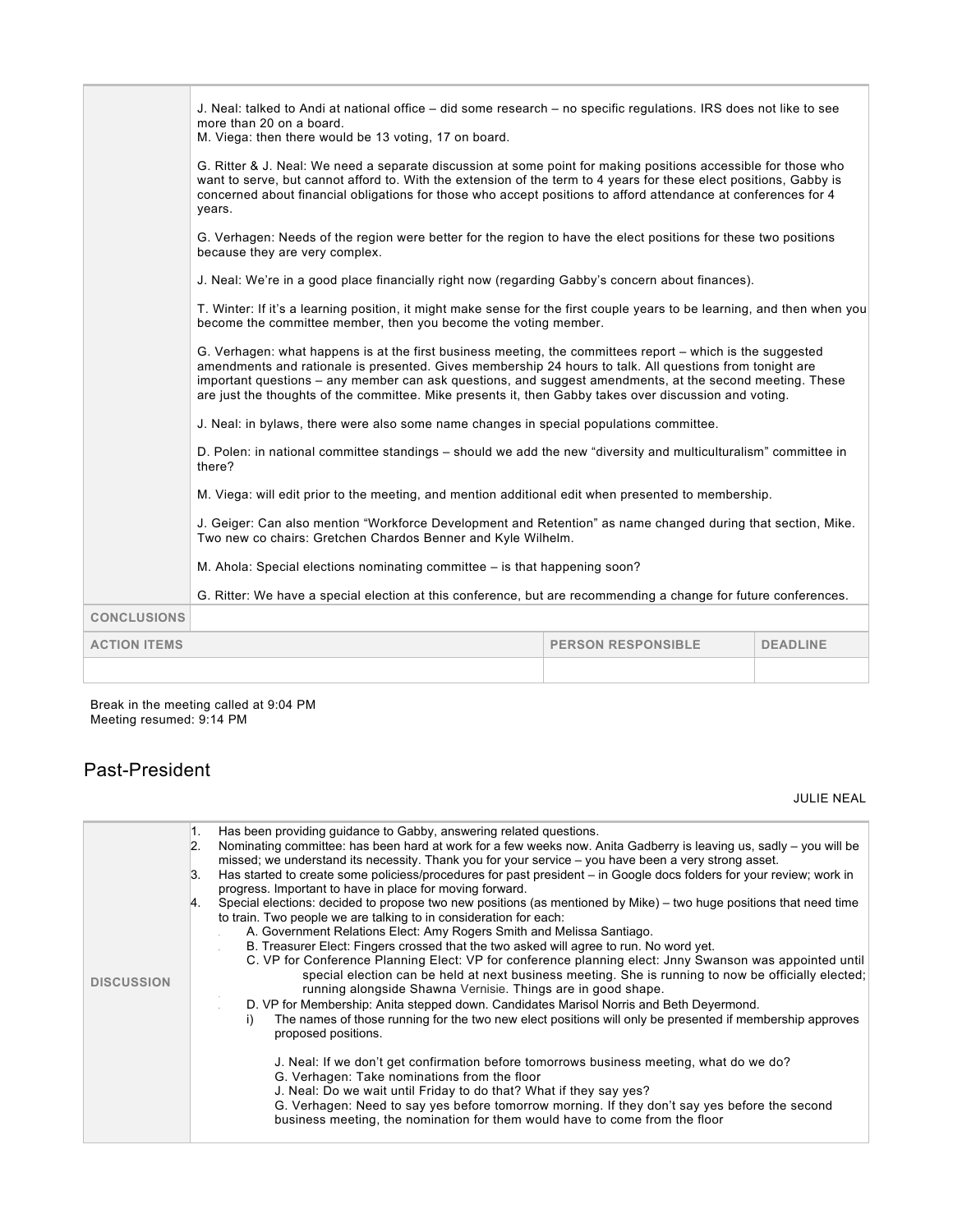| | |
|---|---|
| | J. Neal: talked to Andi at national office – did some research – no specific regulations. IRS does not like to see more than 20 on a board.<br>M. Viega: then there would be 13 voting, 17 on board.<br><br>G. Ritter & J. Neal: We need a separate discussion at some point for making positions accessible for those who want to serve, but cannot afford to. With the extension of the term to 4 years for these elect positions, Gabby is concerned about financial obligations for those who accept positions to afford attendance at conferences for 4 years.<br><br>G. Verhagen: Needs of the region were better for the region to have the elect positions for these two positions because they are very complex.<br><br>J. Neal: We're in a good place financially right now (regarding Gabby's concern about finances).<br><br>T. Winter: If it's a learning position, it might make sense for the first couple years to be learning, and then when you become the committee member, then you become the voting member.<br><br>G. Verhagen: what happens is at the first business meeting, the committees report – which is the suggested amendments and rationale is presented. Gives membership 24 hours to talk. All questions from tonight are important questions – any member can ask questions, and suggest amendments, at the second meeting. These are just the thoughts of the committee. Mike presents it, then Gabby takes over discussion and voting.<br><br>J. Neal: in bylaws, there were also some name changes in special populations committee.<br><br>D. Polen: in national committee standings – should we add the new "diversity and multiculturalism" committee in there?<br><br>M. Viega: will edit prior to the meeting, and mention additional edit when presented to membership.<br><br>J. Geiger: Can also mention "Workforce Development and Retention" as name changed during that section, Mike. Two new co chairs: Gretchen Chardos Benner and Kyle Wilhelm.<br><br>M. Ahola: Special elections nominating committee – is that happening soon?<br><br>G. Ritter: We have a special election at this conference, but are recommending a change for future conferences. |
| **CONCLUSIONS** | |

| ACTION ITEMS | PERSON RESPONSIBLE | DEADLINE |
|---|---|---|
| | | |

Break in the meeting called at 9:04 PM
Meeting resumed: 9:14 PM

## Past-President

JULIE NEAL

| | |
|---|---|
| **DISCUSSION** | 1. Has been providing guidance to Gabby, answering related questions.<br>2. Nominating committee: has been hard at work for a few weeks now. Anita Gadberry is leaving us, sadly – you will be missed; we understand its necessity. Thank you for your service – you have been a very strong asset.<br>3. Has started to create some policiess/procedures for past president – in Google docs folders for your review; work in progress. Important to have in place for moving forward.<br>4. Special elections: decided to propose two new positions (as mentioned by Mike) – two huge positions that need time to train. Two people we are talking to in consideration for each:<br>A. Government Relations Elect: Amy Rogers Smith and Melissa Santiago.<br>B. Treasurer Elect: Fingers crossed that the two asked will agree to run. No word yet.<br>C. VP for Conference Planning Elect: VP for conference planning elect: Jnny Swanson was appointed until special election can be held at next business meeting. She is running to now be officially elected; running alongside Shawna Vernisie. Things are in good shape.<br>D. VP for Membership: Anita stepped down. Candidates Marisol Norris and Beth Deyermond.<br>i) The names of those running for the two new elect positions will only be presented if membership approves proposed positions.<br><br>J. Neal: If we don't get confirmation before tomorrows business meeting, what do we do?<br>G. Verhagen: Take nominations from the floor<br>J. Neal: Do we wait until Friday to do that? What if they say yes?<br>G. Verhagen: Need to say yes before tomorrow morning. If they don't say yes before the second business meeting, the nomination for them would have to come from the floor |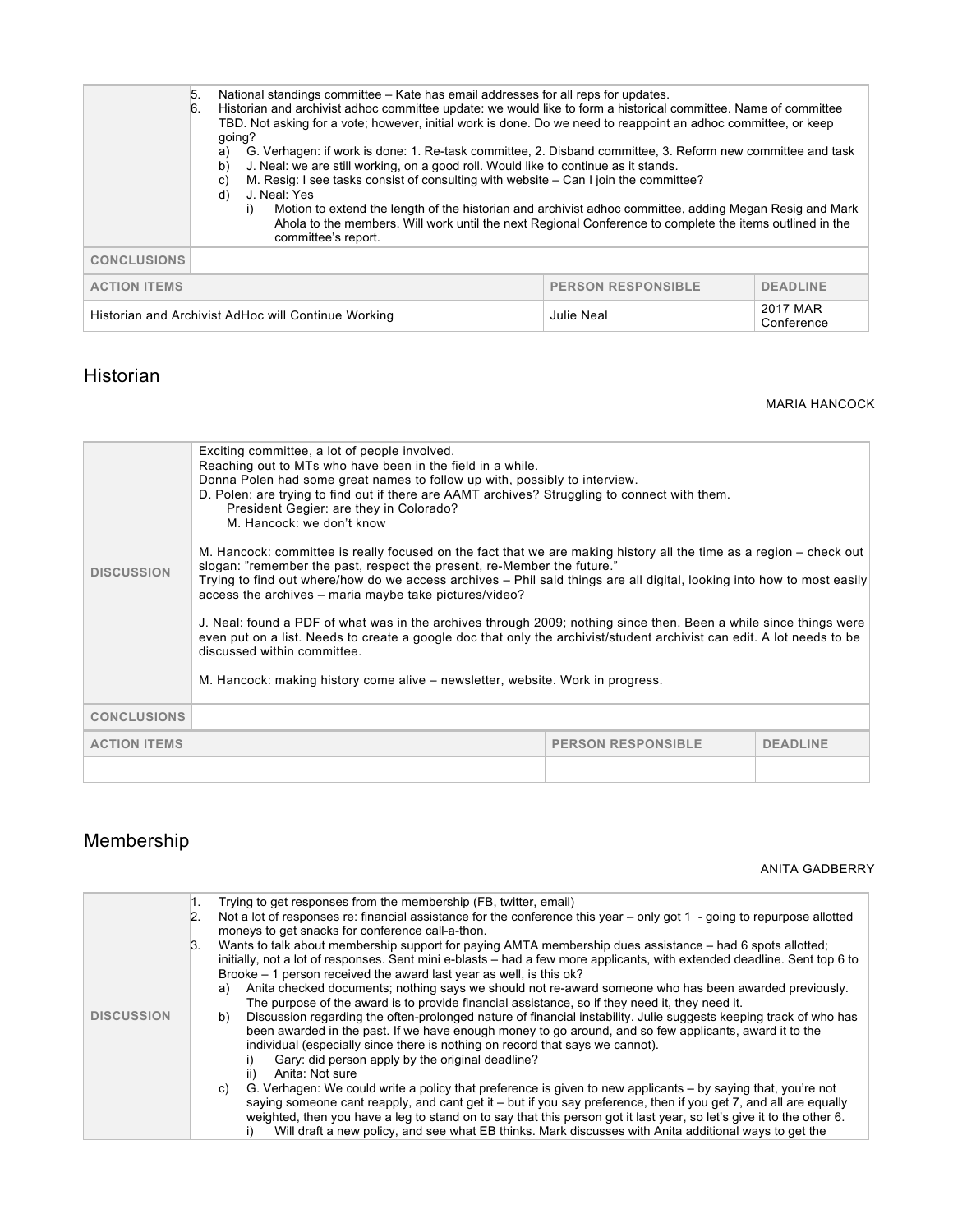| | |
|---|---|
| | 5. National standings committee – Kate has email addresses for all reps for updates.<br>6. Historian and archivist adhoc committee update: we would like to form a historical committee. Name of committee TBD. Not asking for a vote; however, initial work is done. Do we need to reappoint an adhoc committee, or keep going?<br>a) G. Verhagen: if work is done: 1. Re-task committee, 2. Disband committee, 3. Reform new committee and task<br>b) J. Neal: we are still working, on a good roll. Would like to continue as it stands.<br>c) M. Resig: I see tasks consist of consulting with website – Can I join the committee?<br>d) J. Neal: Yes<br>i) Motion to extend the length of the historian and archivist adhoc committee, adding Megan Resig and Mark Ahola to the members. Will work until the next Regional Conference to complete the items outlined in the committee's report. |
| **CONCLUSIONS** | |

| ACTION ITEMS | PERSON RESPONSIBLE | DEADLINE |
|---|---|---|
| Historian and Archivist AdHoc will Continue Working | Julie Neal | 2017 MAR Conference |

## Historian

MARIA HANCOCK

| | |
|---|---|
| **DISCUSSION** | Exciting committee, a lot of people involved.<br>Reaching out to MTs who have been in the field in a while.<br>Donna Polen had some great names to follow up with, possibly to interview.<br>D. Polen: are trying to find out if there are AAMT archives? Struggling to connect with them.<br>President Gegier: are they in Colorado?<br>M. Hancock: we don't know<br><br>M. Hancock: committee is really focused on the fact that we are making history all the time as a region – check out slogan: "remember the past, respect the present, re-Member the future."<br>Trying to find out where/how do we access archives – Phil said things are all digital, looking into how to most easily access the archives – maria maybe take pictures/video?<br><br>J. Neal: found a PDF of what was in the archives through 2009; nothing since then. Been a while since things were even put on a list. Needs to create a google doc that only the archivist/student archivist can edit. A lot needs to be discussed within committee.<br><br>M. Hancock: making history come alive – newsletter, website. Work in progress. |
| **CONCLUSIONS** | |

| ACTION ITEMS | PERSON RESPONSIBLE | DEADLINE |
|---|---|---|
| | | |

## Membership

ANITA GADBERRY

| | |
|---|---|
| **DISCUSSION** | 1. Trying to get responses from the membership (FB, twitter, email)<br>2. Not a lot of responses re: financial assistance for the conference this year – only got 1 - going to repurpose allotted moneys to get snacks for conference call-a-thon.<br>3. Wants to talk about membership support for paying AMTA membership dues assistance – had 6 spots allotted; initially, not a lot of responses. Sent mini e-blasts – had a few more applicants, with extended deadline. Sent top 6 to Brooke – 1 person received the award last year as well, is this ok?<br>a) Anita checked documents; nothing says we should not re-award someone who has been awarded previously. The purpose of the award is to provide financial assistance, so if they need it, they need it.<br>b) Discussion regarding the often-prolonged nature of financial instability. Julie suggests keeping track of who has been awarded in the past. If we have enough money to go around, and so few applicants, award it to the individual (especially since there is nothing on record that says we cannot).<br>i) Gary: did person apply by the original deadline?<br>ii) Anita: Not sure<br>c) G. Verhagen: We could write a policy that preference is given to new applicants – by saying that, you're not saying someone cant reapply, and cant get it – but if you say preference, then if you get 7, and all are equally weighted, then you have a leg to stand on to say that this person got it last year, so let's give it to the other 6.<br>i) Will draft a new policy, and see what EB thinks. Mark discusses with Anita additional ways to get the |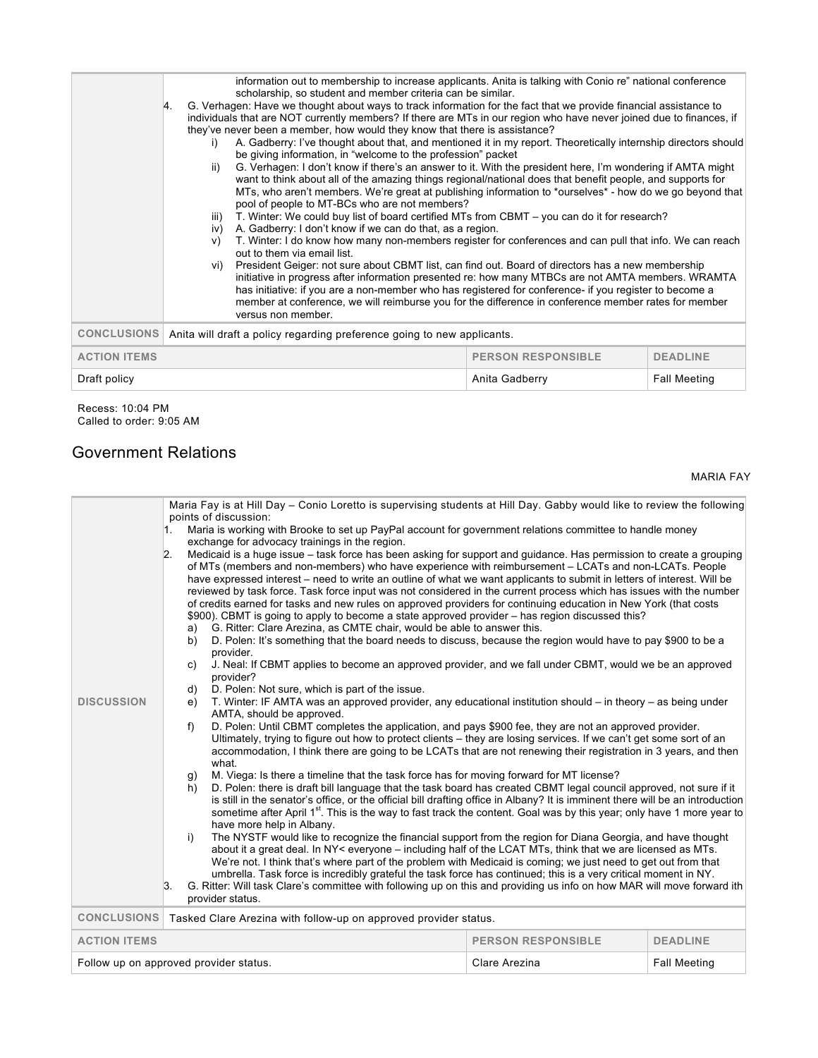| | |
|---|---|
| | information out to membership to increase applicants. Anita is talking with Conio re" national conference scholarship, so student and member criteria can be similar.<br>4. G. Verhagen: Have we thought about ways to track information for the fact that we provide financial assistance to individuals that are NOT currently members? If there are MTs in our region who have never joined due to finances, if they've never been a member, how would they know that there is assistance?<br>i) A. Gadberry: I've thought about that, and mentioned it in my report. Theoretically internship directors should be giving information, in "welcome to the profession" packet<br>ii) G. Verhagen: I don't know if there's an answer to it. With the president here, I'm wondering if AMTA might want to think about all of the amazing things regional/national does that benefit people, and supports for MTs, who aren't members. We're great at publishing information to \*ourselves\* - how do we go beyond that pool of people to MT-BCs who are not members?<br>iii) T. Winter: We could buy list of board certified MTs from CBMT – you can do it for research?<br>iv) A. Gadberry: I don't know if we can do that, as a region.<br>v) T. Winter: I do know how many non-members register for conferences and can pull that info. We can reach out to them via email list.<br>vi) President Geiger: not sure about CBMT list, can find out. Board of directors has a new membership initiative in progress after information presented re: how many MTBCs are not AMTA members. WRAMTA has initiative: if you are a non-member who has registered for conference- if you register to become a member at conference, we will reimburse you for the difference in conference member rates for member versus non member. |
| **CONCLUSIONS** | Anita will draft a policy regarding preference going to new applicants. |

| ACTION ITEMS | PERSON RESPONSIBLE | DEADLINE |
|---|---|---|
| Draft policy | Anita Gadberry | Fall Meeting |

Recess: 10:04 PM
Called to order: 9:05 AM

## Government Relations

MARIA FAY

| | |
|---|---|
| **DISCUSSION** | Maria Fay is at Hill Day – Conio Loretto is supervising students at Hill Day. Gabby would like to review the following points of discussion:<br>1. Maria is working with Brooke to set up PayPal account for government relations committee to handle money exchange for advocacy trainings in the region.<br>2. Medicaid is a huge issue – task force has been asking for support and guidance. Has permission to create a grouping of MTs (members and non-members) who have experience with reimbursement – LCATs and non-LCATs. People have expressed interest – need to write an outline of what we want applicants to submit in letters of interest. Will be reviewed by task force. Task force input was not considered in the current process which has issues with the number of credits earned for tasks and new rules on approved providers for continuing education in New York (that costs \$900). CBMT is going to apply to become a state approved provider – has region discussed this?<br>a) G. Ritter: Clare Arezina, as CMTE chair, would be able to answer this.<br>b) D. Polen: It's something that the board needs to discuss, because the region would have to pay \$900 to be a provider.<br>c) J. Neal: If CBMT applies to become an approved provider, and we fall under CBMT, would we be an approved provider?<br>d) D. Polen: Not sure, which is part of the issue.<br>e) T. Winter: IF AMTA was an approved provider, any educational institution should – in theory – as being under AMTA, should be approved.<br>f) D. Polen: Until CBMT completes the application, and pays \$900 fee, they are not an approved provider. Ultimately, trying to figure out how to protect clients – they are losing services. If we can't get some sort of an accommodation, I think there are going to be LCATs that are not renewing their registration in 3 years, and then what.<br>g) M. Viega: Is there a timeline that the task force has for moving forward for MT license?<br>h) D. Polen: there is draft bill language that the task board has created CBMT legal council approved, not sure if it is still in the senator's office, or the official bill drafting office in Albany? It is imminent there will be an introduction sometime after April 1st. This is the way to fast track the content. Goal was by this year; only have 1 more year to have more help in Albany.<br>i) The NYSTF would like to recognize the financial support from the region for Diana Georgia, and have thought about it a great deal. In NY< everyone – including half of the LCAT MTs, think that we are licensed as MTs. We're not. I think that's where part of the problem with Medicaid is coming; we just need to get out from that umbrella. Task force is incredibly grateful the task force has continued; this is a very critical moment in NY.<br>3. G. Ritter: Will task Clare's committee with following up on this and providing us info on how MAR will move forward ith provider status. |
| **CONCLUSIONS** | Tasked Clare Arezina with follow-up on approved provider status. |

| ACTION ITEMS | PERSON RESPONSIBLE | DEADLINE |
|---|---|---|
| Follow up on approved provider status. | Clare Arezina | Fall Meeting |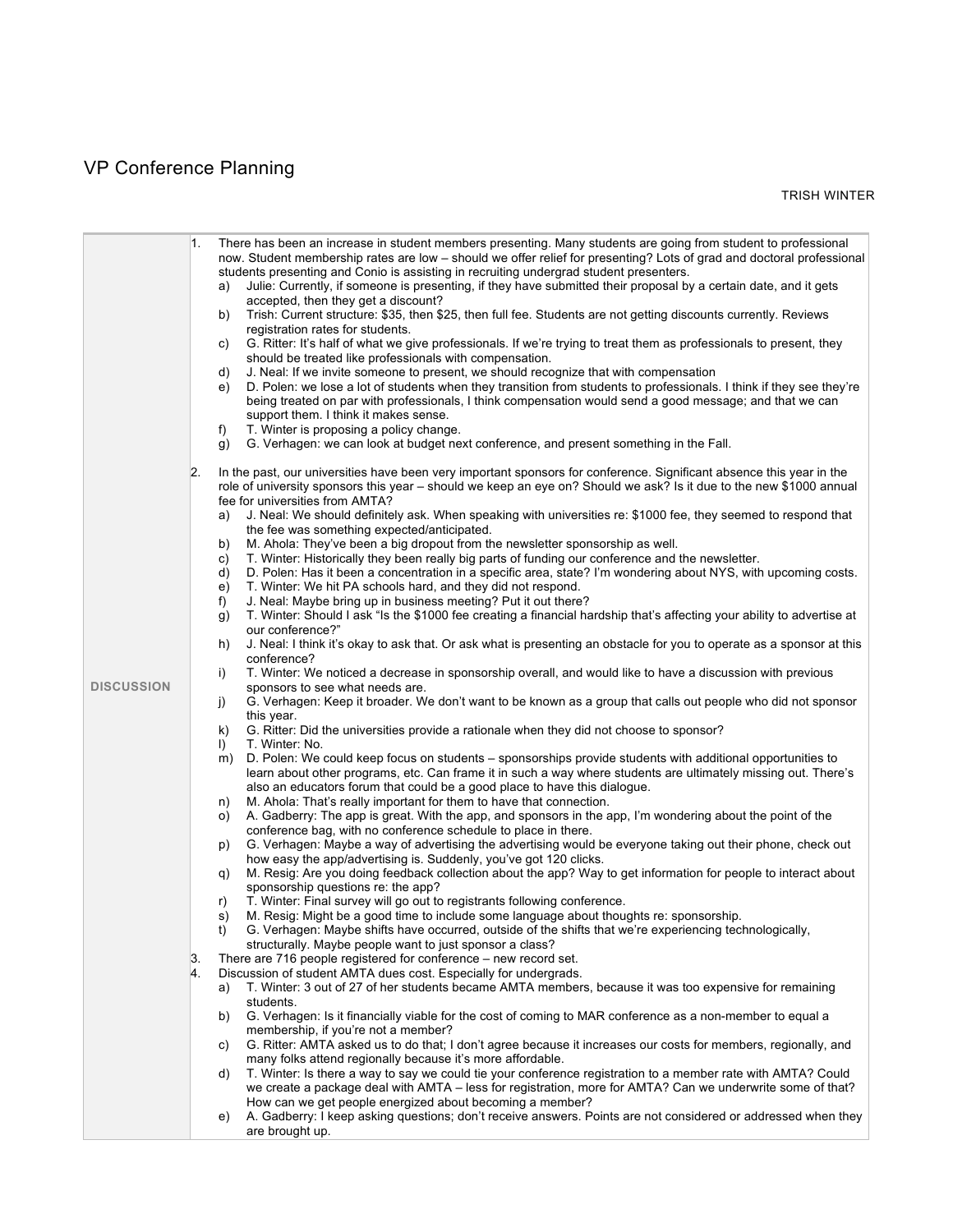# VP Conference Planning

TRISH WINTER

**DISCUSSION**

1. There has been an increase in student members presenting. Many students are going from student to professional now. Student membership rates are low – should we offer relief for presenting? Lots of grad and doctoral professional students presenting and Conio is assisting in recruiting undergrad student presenters.
   a) Julie: Currently, if someone is presenting, if they have submitted their proposal by a certain date, and it gets accepted, then they get a discount?
   b) Trish: Current structure: $35, then $25, then full fee. Students are not getting discounts currently. Reviews registration rates for students.
   c) G. Ritter: It's half of what we give professionals. If we're trying to treat them as professionals to present, they should be treated like professionals with compensation.
   d) J. Neal: If we invite someone to present, we should recognize that with compensation
   e) D. Polen: we lose a lot of students when they transition from students to professionals. I think if they see they're being treated on par with professionals, I think compensation would send a good message; and that we can support them. I think it makes sense.
   f) T. Winter is proposing a policy change.
   g) G. Verhagen: we can look at budget next conference, and present something in the Fall.

2. In the past, our universities have been very important sponsors for conference. Significant absence this year in the role of university sponsors this year – should we keep an eye on? Should we ask? Is it due to the new $1000 annual fee for universities from AMTA?
   a) J. Neal: We should definitely ask. When speaking with universities re: $1000 fee, they seemed to respond that the fee was something expected/anticipated.
   b) M. Ahola: They've been a big dropout from the newsletter sponsorship as well.
   c) T. Winter: Historically they been really big parts of funding our conference and the newsletter.
   d) D. Polen: Has it been a concentration in a specific area, state? I'm wondering about NYS, with upcoming costs.
   e) T. Winter: We hit PA schools hard, and they did not respond.
   f) J. Neal: Maybe bring up in business meeting? Put it out there?
   g) T. Winter: Should I ask "Is the $1000 fee creating a financial hardship that's affecting your ability to advertise at our conference?"
   h) J. Neal: I think it's okay to ask that. Or ask what is presenting an obstacle for you to operate as a sponsor at this conference?
   i) T. Winter: We noticed a decrease in sponsorship overall, and would like to have a discussion with previous sponsors to see what needs are.
   j) G. Verhagen: Keep it broader. We don't want to be known as a group that calls out people who did not sponsor this year.
   k) G. Ritter: Did the universities provide a rationale when they did not choose to sponsor?
   l) T. Winter: No.
   m) D. Polen: We could keep focus on students – sponsorships provide students with additional opportunities to learn about other programs, etc. Can frame it in such a way where students are ultimately missing out. There's also an educators forum that could be a good place to have this dialogue.
   n) M. Ahola: That's really important for them to have that connection.
   o) A. Gadberry: The app is great. With the app, and sponsors in the app, I'm wondering about the point of the conference bag, with no conference schedule to place in there.
   p) G. Verhagen: Maybe a way of advertising the advertising would be everyone taking out their phone, check out how easy the app/advertising is. Suddenly, you've got 120 clicks.
   q) M. Resig: Are you doing feedback collection about the app? Way to get information for people to interact about sponsorship questions re: the app?
   r) T. Winter: Final survey will go out to registrants following conference.
   s) M. Resig: Might be a good time to include some language about thoughts re: sponsorship.
   t) G. Verhagen: Maybe shifts have occurred, outside of the shifts that we're experiencing technologically, structurally. Maybe people want to just sponsor a class?

3. There are 716 people registered for conference – new record set.

4. Discussion of student AMTA dues cost. Especially for undergrads.
   a) T. Winter: 3 out of 27 of her students became AMTA members, because it was too expensive for remaining students.
   b) G. Verhagen: Is it financially viable for the cost of coming to MAR conference as a non-member to equal a membership, if you're not a member?
   c) G. Ritter: AMTA asked us to do that; I don't agree because it increases our costs for members, regionally, and many folks attend regionally because it's more affordable.
   d) T. Winter: Is there a way to say we could tie your conference registration to a member rate with AMTA? Could we create a package deal with AMTA – less for registration, more for AMTA? Can we underwrite some of that? How can we get people energized about becoming a member?
   e) A. Gadberry: I keep asking questions; don't receive answers. Points are not considered or addressed when they are brought up.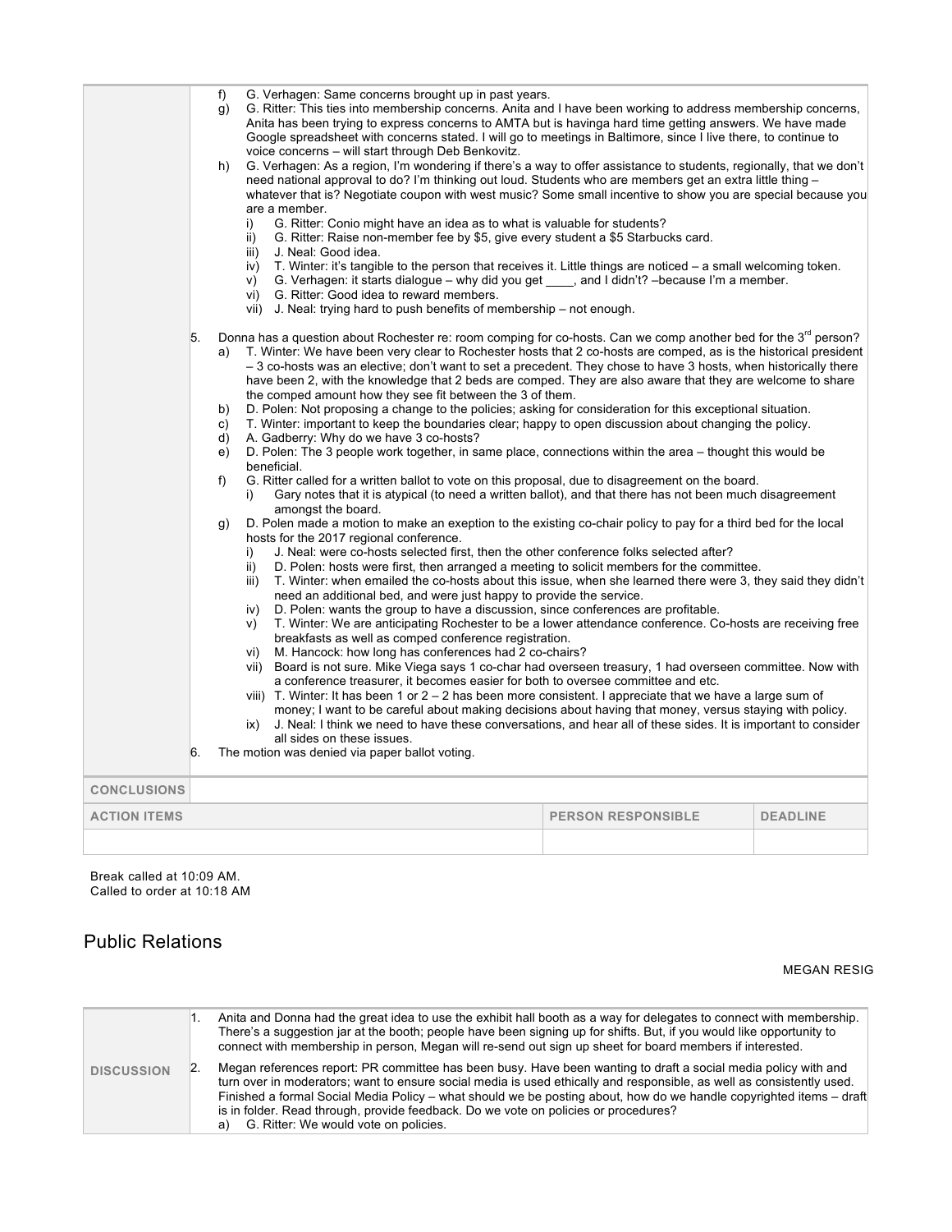f) G. Verhagen: Same concerns brought up in past years.

g) G. Ritter: This ties into membership concerns. Anita and I have been working to address membership concerns, Anita has been trying to express concerns to AMTA but is havinga hard time getting answers. We have made Google spreadsheet with concerns stated. I will go to meetings in Baltimore, since I live there, to continue to voice concerns – will start through Deb Benkovitz.

h) G. Verhagen: As a region, I'm wondering if there's a way to offer assistance to students, regionally, that we don't need national approval to do? I'm thinking out loud. Students who are members get an extra little thing – whatever that is? Negotiate coupon with west music? Some small incentive to show you are special because you are a member.
   - i) G. Ritter: Conio might have an idea as to what is valuable for students?
   - ii) G. Ritter: Raise non-member fee by $5, give every student a $5 Starbucks card.
   - iii) J. Neal: Good idea.
   - iv) T. Winter: it's tangible to the person that receives it. Little things are noticed – a small welcoming token.
   - v) G. Verhagen: it starts dialogue – why did you get ____, and I didn't? –because I'm a member.
   - vi) G. Ritter: Good idea to reward members.
   - vii) J. Neal: trying hard to push benefits of membership – not enough.

5. Donna has a question about Rochester re: room comping for co-hosts. Can we comp another bed for the 3rd person?
   - a) T. Winter: We have been very clear to Rochester hosts that 2 co-hosts are comped, as is the historical president – 3 co-hosts was an elective; don't want to set a precedent. They chose to have 3 hosts, when historically there have been 2, with the knowledge that 2 beds are comped. They are also aware that they are welcome to share the comped amount how they see fit between the 3 of them.
   - b) D. Polen: Not proposing a change to the policies; asking for consideration for this exceptional situation.
   - c) T. Winter: important to keep the boundaries clear; happy to open discussion about changing the policy.
   - d) A. Gadberry: Why do we have 3 co-hosts?
   - e) D. Polen: The 3 people work together, in same place, connections within the area – thought this would be beneficial.
   - f) G. Ritter called for a written ballot to vote on this proposal, due to disagreement on the board.
     - i) Gary notes that it is atypical (to need a written ballot), and that there has not been much disagreement amongst the board.
   - g) D. Polen made a motion to make an exeption to the existing co-chair policy to pay for a third bed for the local hosts for the 2017 regional conference.
     - i) J. Neal: were co-hosts selected first, then the other conference folks selected after?
     - ii) D. Polen: hosts were first, then arranged a meeting to solicit members for the committee.
     - iii) T. Winter: when emailed the co-hosts about this issue, when she learned there were 3, they said they didn't need an additional bed, and were just happy to provide the service.
     - iv) D. Polen: wants the group to have a discussion, since conferences are profitable.
     - v) T. Winter: We are anticipating Rochester to be a lower attendance conference. Co-hosts are receiving free breakfasts as well as comped conference registration.
     - vi) M. Hancock: how long has conferences had 2 co-chairs?
     - vii) Board is not sure. Mike Viega says 1 co-char had overseen treasury, 1 had overseen committee. Now with a conference treasurer, it becomes easier for both to oversee committee and etc.
     - viii) T. Winter: It has been 1 or 2 – 2 has been more consistent. I appreciate that we have a large sum of money; I want to be careful about making decisions about having that money, versus staying with policy.
     - ix) J. Neal: I think we need to have these conversations, and hear all of these sides. It is important to consider all sides on these issues.

6. The motion was denied via paper ballot voting.

| CONCLUSIONS | | |
|---|---|---|
| **ACTION ITEMS** | **PERSON RESPONSIBLE** | **DEADLINE** |
| | | |

Break called at 10:09 AM.
Called to order at 10:18 AM

## Public Relations

MEGAN RESIG

**DISCUSSION**

1. Anita and Donna had the great idea to use the exhibit hall booth as a way for delegates to connect with membership. There's a suggestion jar at the booth; people have been signing up for shifts. But, if you would like opportunity to connect with membership in person, Megan will re-send out sign up sheet for board members if interested.

2. Megan references report: PR committee has been busy. Have been wanting to draft a social media policy with and turn over in moderators; want to ensure social media is used ethically and responsible, as well as consistently used. Finished a formal Social Media Policy – what should we be posting about, how do we handle copyrighted items – draft is in folder. Read through, provide feedback. Do we vote on policies or procedures?
   - a) G. Ritter: We would vote on policies.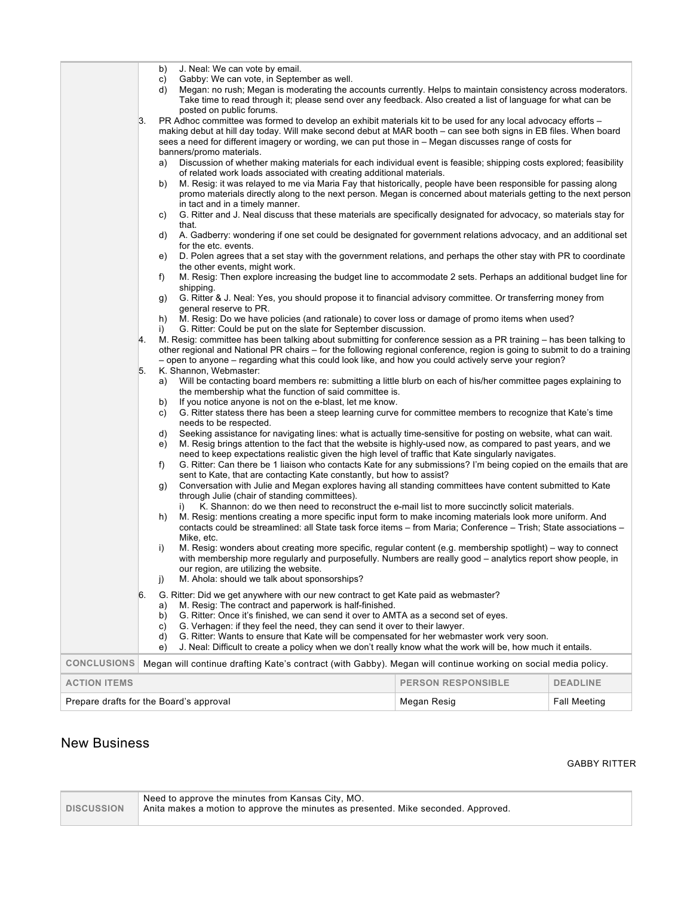| | |
|---|---|
| | b) J. Neal: We can vote by email.<br>c) Gabby: We can vote, in September as well.<br>d) Megan: no rush; Megan is moderating the accounts currently. Helps to maintain consistency across moderators. Take time to read through it; please send over any feedback. Also created a list of language for what can be posted on public forums.<br>3. PR Adhoc committee was formed to develop an exhibit materials kit to be used for any local advocacy efforts – making debut at hill day today. Will make second debut at MAR booth – can see both signs in EB files. When board sees a need for different imagery or wording, we can put those in – Megan discusses range of costs for banners/promo materials.<br>a) Discussion of whether making materials for each individual event is feasible; shipping costs explored; feasibility of related work loads associated with creating additional materials.<br>b) M. Resig: it was relayed to me via Maria Fay that historically, people have been responsible for passing along promo materials directly along to the next person. Megan is concerned about materials getting to the next person in tact and in a timely manner.<br>c) G. Ritter and J. Neal discuss that these materials are specifically designated for advocacy, so materials stay for that.<br>d) A. Gadberry: wondering if one set could be designated for government relations advocacy, and an additional set for the etc. events.<br>e) D. Polen agrees that a set stay with the government relations, and perhaps the other stay with PR to coordinate the other events, might work.<br>f) M. Resig: Then explore increasing the budget line to accommodate 2 sets. Perhaps an additional budget line for shipping.<br>g) G. Ritter & J. Neal: Yes, you should propose it to financial advisory committee. Or transferring money from general reserve to PR.<br>h) M. Resig: Do we have policies (and rationale) to cover loss or damage of promo items when used?<br>i) G. Ritter: Could be put on the slate for September discussion.<br>4. M. Resig: committee has been talking about submitting for conference session as a PR training – has been talking to other regional and National PR chairs – for the following regional conference, region is going to submit to do a training – open to anyone – regarding what this could look like, and how you could actively serve your region?<br>5. K. Shannon, Webmaster:<br>a) Will be contacting board members re: submitting a little blurb on each of his/her committee pages explaining to the membership what the function of said committee is.<br>b) If you notice anyone is not on the e-blast, let me know.<br>c) G. Ritter statess there has been a steep learning curve for committee members to recognize that Kate's time needs to be respected.<br>d) Seeking assistance for navigating lines: what is actually time-sensitive for posting on website, what can wait.<br>e) M. Resig brings attention to the fact that the website is highly-used now, as compared to past years, and we need to keep expectations realistic given the high level of traffic that Kate singularly navigates.<br>f) G. Ritter: Can there be 1 liaison who contacts Kate for any submissions? I'm being copied on the emails that are sent to Kate, that are contacting Kate constantly, but how to assist?<br>g) Conversation with Julie and Megan explores having all standing committees have content submitted to Kate through Julie (chair of standing committees).<br>i) K. Shannon: do we then need to reconstruct the e-mail list to more succinctly solicit materials.<br>h) M. Resig: mentions creating a more specific input form to make incoming materials look more uniform. And contacts could be streamlined: all State task force items – from Maria; Conference – Trish; State associations – Mike, etc.<br>i) M. Resig: wonders about creating more specific, regular content (e.g. membership spotlight) – way to connect with membership more regularly and purposefully. Numbers are really good – analytics report show people, in our region, are utilizing the website.<br>j) M. Ahola: should we talk about sponsorships?<br>6. G. Ritter: Did we get anywhere with our new contract to get Kate paid as webmaster?<br>a) M. Resig: The contract and paperwork is half-finished.<br>b) G. Ritter: Once it's finished, we can send it over to AMTA as a second set of eyes.<br>c) G. Verhagen: if they feel the need, they can send it over to their lawyer.<br>d) G. Ritter: Wants to ensure that Kate will be compensated for her webmaster work very soon.<br>e) J. Neal: Difficult to create a policy when we don't really know what the work will be, how much it entails. |
| **CONCLUSIONS** | Megan will continue drafting Kate's contract (with Gabby). Megan will continue working on social media policy. |

| ACTION ITEMS | PERSON RESPONSIBLE | DEADLINE |
|---|---|---|
| Prepare drafts for the Board's approval | Megan Resig | Fall Meeting |

## New Business

GABBY RITTER

| | |
|---|---|
| **DISCUSSION** | Need to approve the minutes from Kansas City, MO.<br>Anita makes a motion to approve the minutes as presented. Mike seconded. Approved. |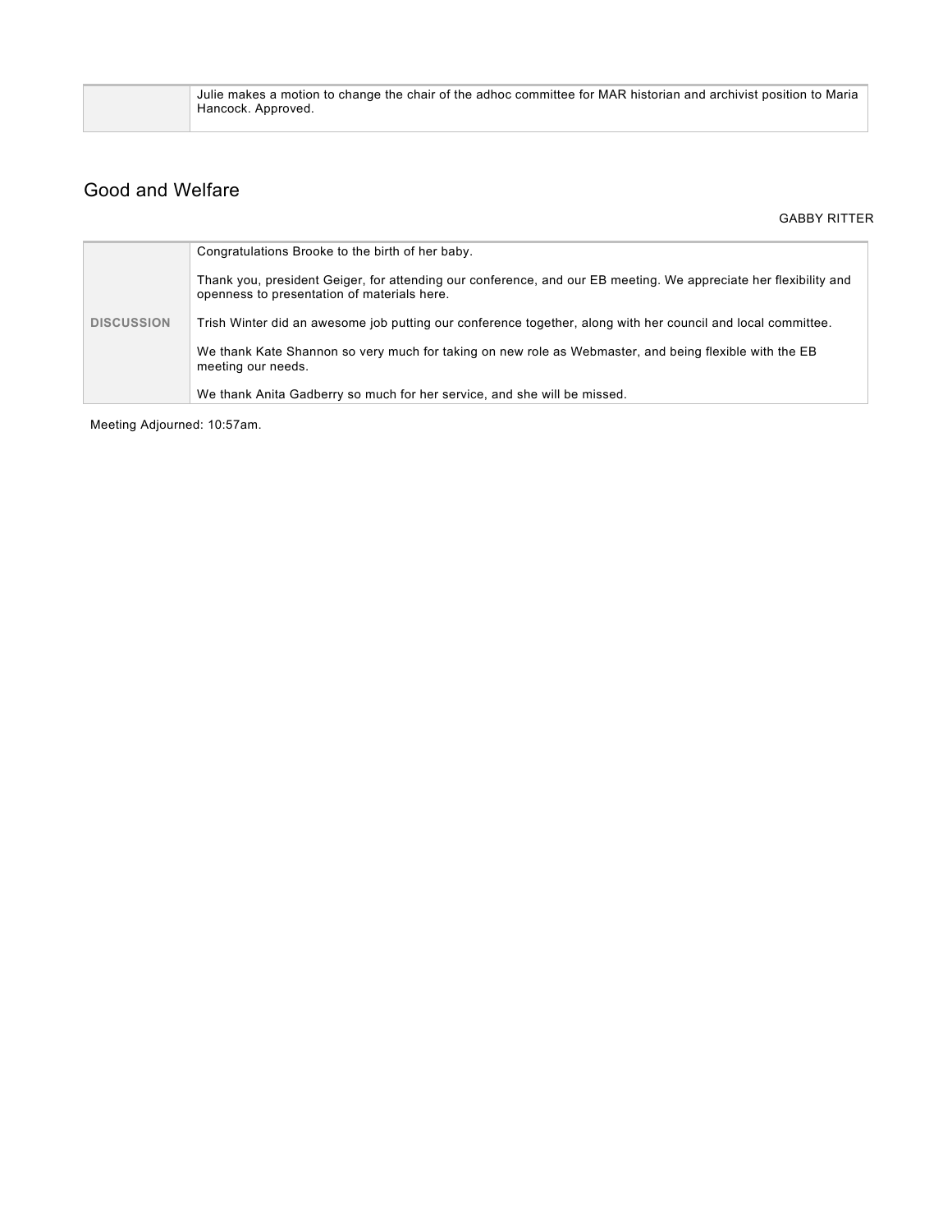| | |
|---|---|
| | Julie makes a motion to change the chair of the adhoc committee for MAR historian and archivist position to Maria Hancock. Approved. |

## Good and Welfare

GABBY RITTER

| | |
|---|---|
| **DISCUSSION** | Congratulations Brooke to the birth of her baby.<br><br>Thank you, president Geiger, for attending our conference, and our EB meeting. We appreciate her flexibility and openness to presentation of materials here.<br><br>Trish Winter did an awesome job putting our conference together, along with her council and local committee.<br><br>We thank Kate Shannon so very much for taking on new role as Webmaster, and being flexible with the EB meeting our needs.<br><br>We thank Anita Gadberry so much for her service, and she will be missed. |

Meeting Adjourned: 10:57am.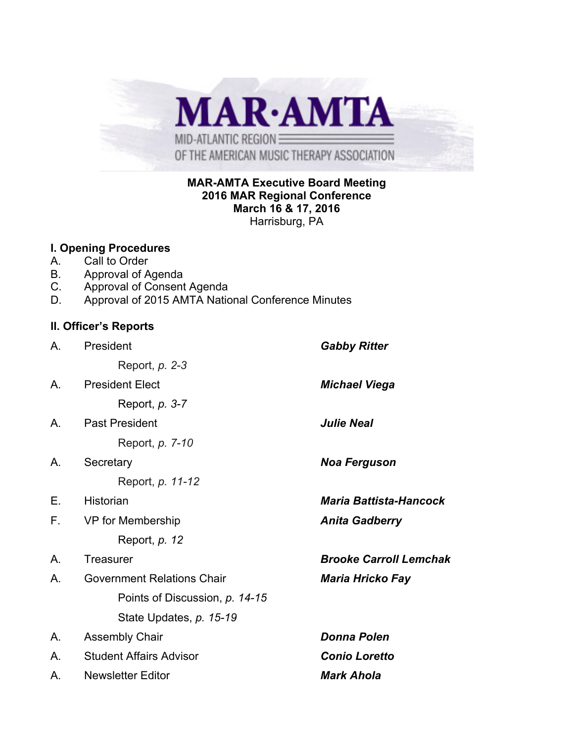# MAR·AMTA

MID-ATLANTIC REGION OF THE AMERICAN MUSIC THERAPY ASSOCIATION

**MAR-AMTA Executive Board Meeting**
**2016 MAR Regional Conference**
**March 16 & 17, 2016**
Harrisburg, PA

## I. Opening Procedures

A. Call to Order
B. Approval of Agenda
C. Approval of Consent Agenda
D. Approval of 2015 AMTA National Conference Minutes

## II. Officer's Reports

A. President — ***Gabby Ritter***
  Report, *p. 2-3*

A. President Elect — ***Michael Viega***
  Report, *p. 3-7*

A. Past President — ***Julie Neal***
  Report, *p. 7-10*

A. Secretary — ***Noa Ferguson***
  Report, *p. 11-12*

E. Historian — ***Maria Battista-Hancock***

F. VP for Membership — ***Anita Gadberry***
  Report, *p. 12*

A. Treasurer — ***Brooke Carroll Lemchak***

A. Government Relations Chair — ***Maria Hricko Fay***
  Points of Discussion, *p. 14-15*
  State Updates, *p. 15-19*

A. Assembly Chair — ***Donna Polen***

A. Student Affairs Advisor — ***Conio Loretto***

A. Newsletter Editor — ***Mark Ahola***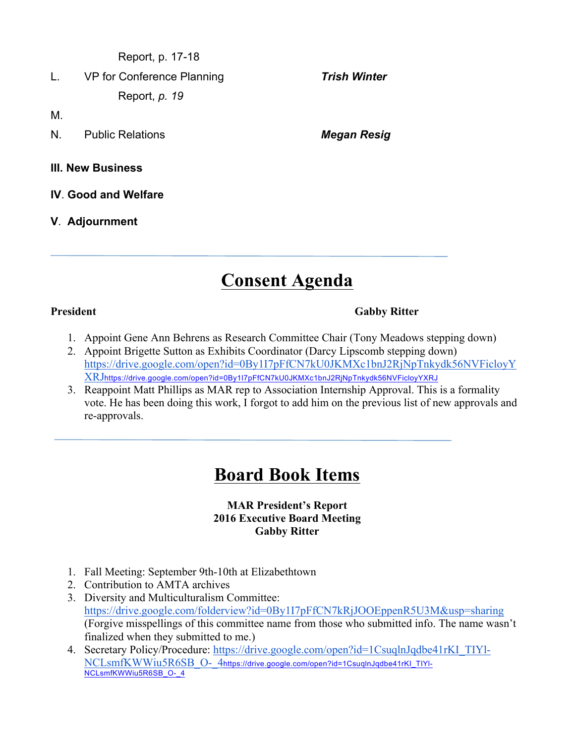Report, p. 17-18

L. VP for Conference Planning *Trish Winter*

Report, *p. 19*

M.

N. Public Relations *Megan Resig*

**III. New Business**

**IV. Good and Welfare**

**V. Adjournment**

---

# Consent Agenda

**President** **Gabby Ritter**

1. Appoint Gene Ann Behrens as Research Committee Chair (Tony Meadows stepping down)
2. Appoint Brigette Sutton as Exhibits Coordinator (Darcy Lipscomb stepping down) https://drive.google.com/open?id=0By1I7pFfCN7kU0JKMXc1bnJ2RjNpTnkydk56NVFicloyYXRJhttps://drive.google.com/open?id=0By1I7pFfCN7kU0JKMXc1bnJ2RjNpTnkydk56NVFicloyYXRJ
3. Reappoint Matt Phillips as MAR rep to Association Internship Approval. This is a formality vote. He has been doing this work, I forgot to add him on the previous list of new approvals and re-approvals.

---

# Board Book Items

**MAR President's Report**
**2016 Executive Board Meeting**
**Gabby Ritter**

1. Fall Meeting: September 9th-10th at Elizabethtown
2. Contribution to AMTA archives
3. Diversity and Multiculturalism Committee: https://drive.google.com/folderview?id=0By1I7pFfCN7kRjJOOEppenR5U3M&usp=sharing (Forgive misspellings of this committee name from those who submitted info. The name wasn't finalized when they submitted to me.)
4. Secretary Policy/Procedure: https://drive.google.com/open?id=1CsuqlnJqdbe41rKI_TIYl-NCLsmfKWWiu5R6SB_O-_4https://drive.google.com/open?id=1CsuqlnJqdbe41rKI_TIYl-NCLsmfKWWiu5R6SB_O-_4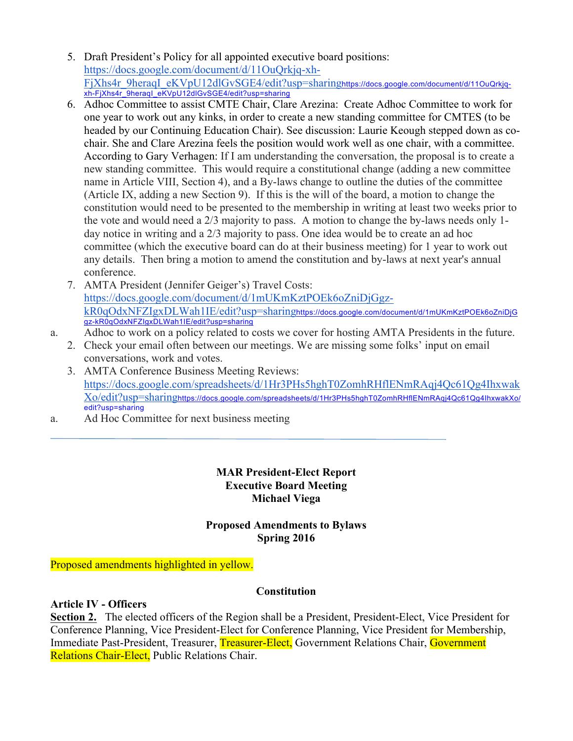5. Draft President's Policy for all appointed executive board positions: https://docs.google.com/document/d/11OuQrkjq-xh-FjXhs4r_9heraqI_eKVpU12dlGvSGE4/edit?usp=sharinghttps://docs.google.com/document/d/11OuQrkjq-xh-FjXhs4r_9heraqI_eKVpU12dlGvSGE4/edit?usp=sharing
6. Adhoc Committee to assist CMTE Chair, Clare Arezina: Create Adhoc Committee to work for one year to work out any kinks, in order to create a new standing committee for CMTES (to be headed by our Continuing Education Chair). See discussion: Laurie Keough stepped down as co-chair. She and Clare Arezina feels the position would work well as one chair, with a committee. According to Gary Verhagen: If I am understanding the conversation, the proposal is to create a new standing committee. This would require a constitutional change (adding a new committee name in Article VIII, Section 4), and a By-laws change to outline the duties of the committee (Article IX, adding a new Section 9). If this is the will of the board, a motion to change the constitution would need to be presented to the membership in writing at least two weeks prior to the vote and would need a 2/3 majority to pass. A motion to change the by-laws needs only 1-day notice in writing and a 2/3 majority to pass. One idea would be to create an ad hoc committee (which the executive board can do at their business meeting) for 1 year to work out any details. Then bring a motion to amend the constitution and by-laws at next year's annual conference.
7. AMTA President (Jennifer Geiger's) Travel Costs: https://docs.google.com/document/d/1mUKmKztPOEk6oZniDjGgz-kR0qOdxNFZIgxDLWah1IE/edit?usp=sharinghttps://docs.google.com/document/d/1mUKmKztPOEk6oZniDjGgz-kR0qOdxNFZIgxDLWah1IE/edit?usp=sharing

a. Adhoc to work on a policy related to costs we cover for hosting AMTA Presidents in the future.

2. Check your email often between our meetings. We are missing some folks' input on email conversations, work and votes.
3. AMTA Conference Business Meeting Reviews: https://docs.google.com/spreadsheets/d/1Hr3PHs5hghT0ZomhRHflENmRAqj4Qc61Qg4IhxwakXo/edit?usp=sharinghttps://docs.google.com/spreadsheets/d/1Hr3PHs5hghT0ZomhRHflENmRAqj4Qc61Qg4IhxwakXo/edit?usp=sharing

a. Ad Hoc Committee for next business meeting

---

**MAR President-Elect Report**
**Executive Board Meeting**
**Michael Viega**

**Proposed Amendments to Bylaws**
**Spring 2016**

Proposed amendments highlighted in yellow.

**Constitution**

**Article IV - Officers**

**Section 2.** The elected officers of the Region shall be a President, President-Elect, Vice President for Conference Planning, Vice President-Elect for Conference Planning, Vice President for Membership, Immediate Past-President, Treasurer, Treasurer-Elect, Government Relations Chair, Government Relations Chair-Elect, Public Relations Chair.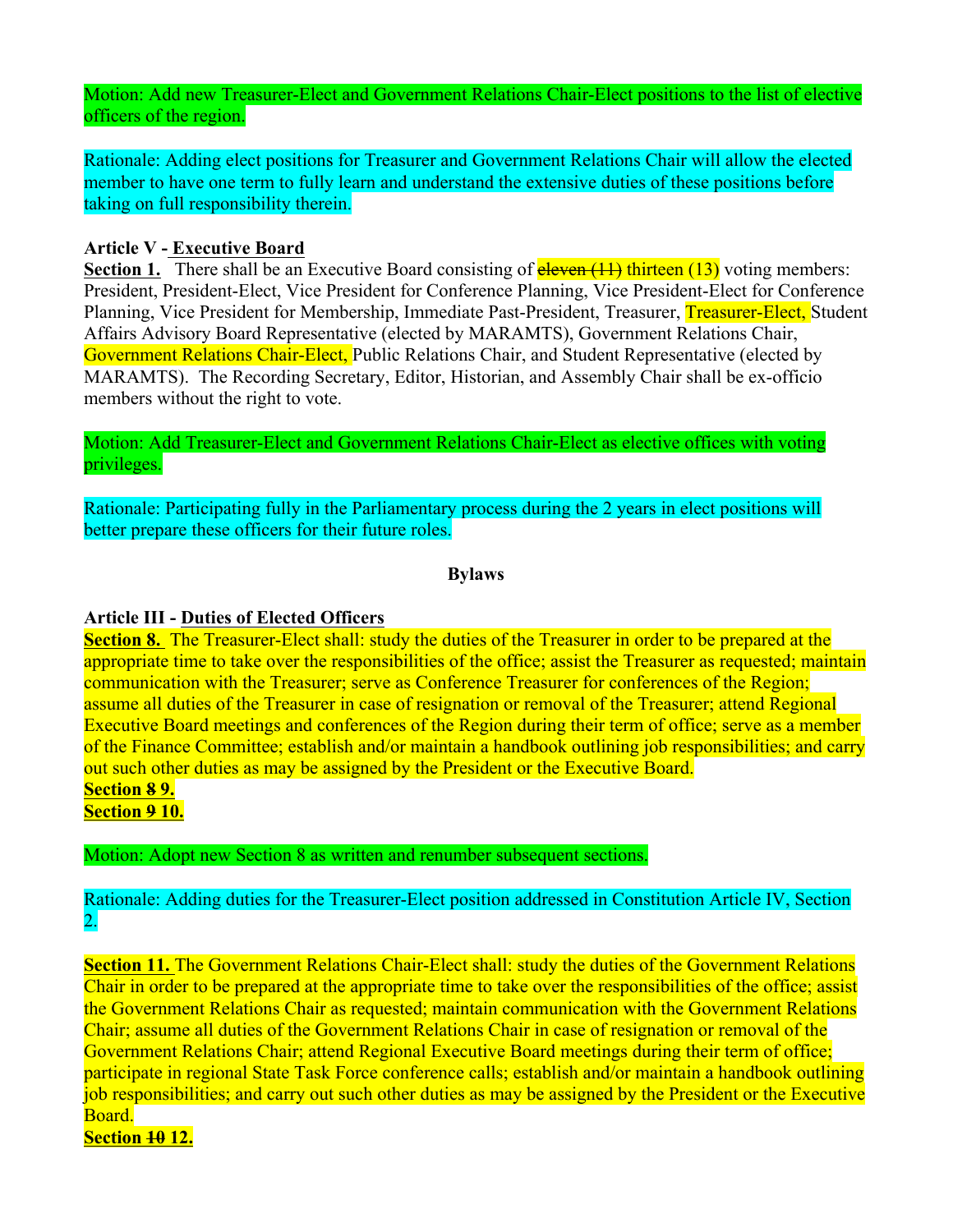Motion: Add new Treasurer-Elect and Government Relations Chair-Elect positions to the list of elective officers of the region.

Rationale: Adding elect positions for Treasurer and Government Relations Chair will allow the elected member to have one term to fully learn and understand the extensive duties of these positions before taking on full responsibility therein.

**Article V -** **Executive Board**

**Section 1.** There shall be an Executive Board consisting of ~~eleven (11)~~ thirteen (13) voting members: President, President-Elect, Vice President for Conference Planning, Vice President-Elect for Conference Planning, Vice President for Membership, Immediate Past-President, Treasurer, Treasurer-Elect, Student Affairs Advisory Board Representative (elected by MARAMTS), Government Relations Chair, Government Relations Chair-Elect, Public Relations Chair, and Student Representative (elected by MARAMTS). The Recording Secretary, Editor, Historian, and Assembly Chair shall be ex-officio members without the right to vote.

Motion: Add Treasurer-Elect and Government Relations Chair-Elect as elective offices with voting privileges.

Rationale: Participating fully in the Parliamentary process during the 2 years in elect positions will better prepare these officers for their future roles.

**Bylaws**

**Article III -** **Duties of Elected Officers**

**Section 8.** The Treasurer-Elect shall: study the duties of the Treasurer in order to be prepared at the appropriate time to take over the responsibilities of the office; assist the Treasurer as requested; maintain communication with the Treasurer; serve as Conference Treasurer for conferences of the Region; assume all duties of the Treasurer in case of resignation or removal of the Treasurer; attend Regional Executive Board meetings and conferences of the Region during their term of office; serve as a member of the Finance Committee; establish and/or maintain a handbook outlining job responsibilities; and carry out such other duties as may be assigned by the President or the Executive Board.

**Section ~~8~~ 9.**

**Section ~~9~~ 10.**

Motion: Adopt new Section 8 as written and renumber subsequent sections.

Rationale: Adding duties for the Treasurer-Elect position addressed in Constitution Article IV, Section 2.

**Section 11.** The Government Relations Chair-Elect shall: study the duties of the Government Relations Chair in order to be prepared at the appropriate time to take over the responsibilities of the office; assist the Government Relations Chair as requested; maintain communication with the Government Relations Chair; assume all duties of the Government Relations Chair in case of resignation or removal of the Government Relations Chair; attend Regional Executive Board meetings during their term of office; participate in regional State Task Force conference calls; establish and/or maintain a handbook outlining job responsibilities; and carry out such other duties as may be assigned by the President or the Executive Board.

**Section ~~10~~ 12.**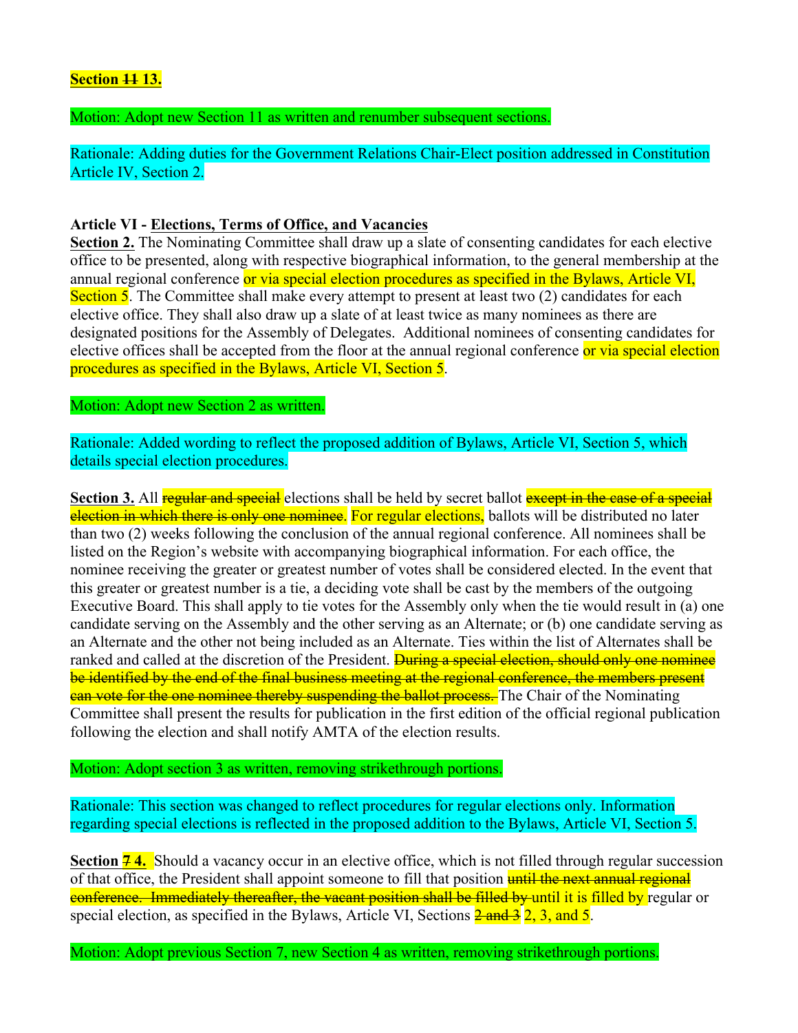**Section ~~11~~ 13.**

Motion: Adopt new Section 11 as written and renumber subsequent sections.

Rationale: Adding duties for the Government Relations Chair-Elect position addressed in Constitution Article IV, Section 2.

**Article VI - Elections, Terms of Office, and Vacancies**

**Section 2.** The Nominating Committee shall draw up a slate of consenting candidates for each elective office to be presented, along with respective biographical information, to the general membership at the annual regional conference or via special election procedures as specified in the Bylaws, Article VI, Section 5. The Committee shall make every attempt to present at least two (2) candidates for each elective office. They shall also draw up a slate of at least twice as many nominees as there are designated positions for the Assembly of Delegates. Additional nominees of consenting candidates for elective offices shall be accepted from the floor at the annual regional conference or via special election procedures as specified in the Bylaws, Article VI, Section 5.

Motion: Adopt new Section 2 as written.

Rationale: Added wording to reflect the proposed addition of Bylaws, Article VI, Section 5, which details special election procedures.

**Section 3.** All ~~regular and special~~ elections shall be held by secret ballot ~~except in the case of a special election in which there is only one nominee~~. For regular elections, ballots will be distributed no later than two (2) weeks following the conclusion of the annual regional conference. All nominees shall be listed on the Region's website with accompanying biographical information. For each office, the nominee receiving the greater or greatest number of votes shall be considered elected. In the event that this greater or greatest number is a tie, a deciding vote shall be cast by the members of the outgoing Executive Board. This shall apply to tie votes for the Assembly only when the tie would result in (a) one candidate serving on the Assembly and the other serving as an Alternate; or (b) one candidate serving as an Alternate and the other not being included as an Alternate. Ties within the list of Alternates shall be ranked and called at the discretion of the President. ~~During a special election, should only one nominee be identified by the end of the final business meeting at the regional conference, the members present can vote for the one nominee thereby suspending the ballot process.~~ The Chair of the Nominating Committee shall present the results for publication in the first edition of the official regional publication following the election and shall notify AMTA of the election results.

Motion: Adopt section 3 as written, removing strikethrough portions.

Rationale: This section was changed to reflect procedures for regular elections only. Information regarding special elections is reflected in the proposed addition to the Bylaws, Article VI, Section 5.

**Section ~~7~~ 4.** Should a vacancy occur in an elective office, which is not filled through regular succession of that office, the President shall appoint someone to fill that position ~~until the next annual regional conference. Immediately thereafter, the vacant position shall be filled by~~ until it is filled by regular or special election, as specified in the Bylaws, Article VI, Sections ~~2 and 3~~ 2, 3, and 5.

Motion: Adopt previous Section 7, new Section 4 as written, removing strikethrough portions.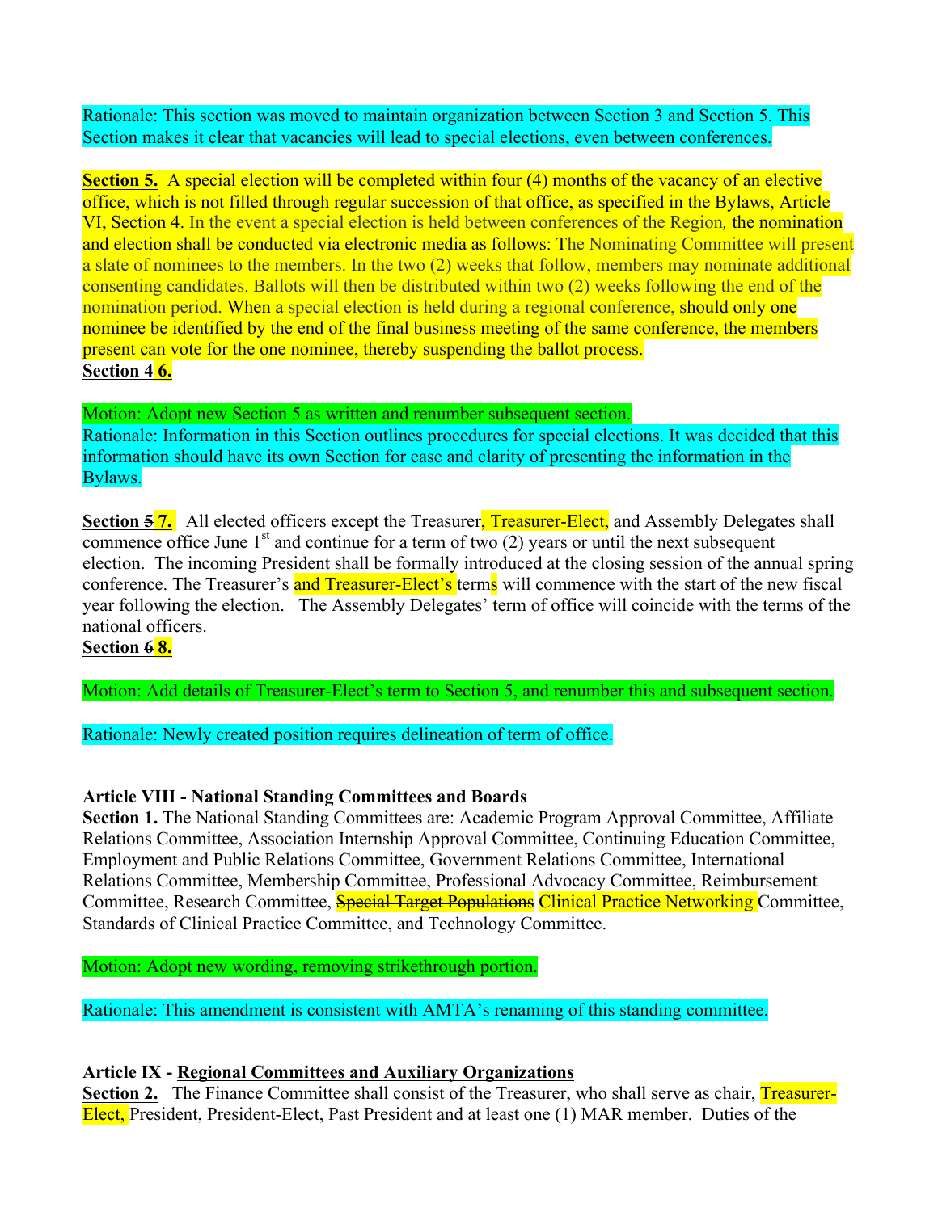Rationale: This section was moved to maintain organization between Section 3 and Section 5. This Section makes it clear that vacancies will lead to special elections, even between conferences.

**Section 5.** A special election will be completed within four (4) months of the vacancy of an elective office, which is not filled through regular succession of that office, as specified in the Bylaws, Article VI, Section 4. In the event a special election is held between conferences of the Region, the nomination and election shall be conducted via electronic media as follows: The Nominating Committee will present a slate of nominees to the members. In the two (2) weeks that follow, members may nominate additional consenting candidates. Ballots will then be distributed within two (2) weeks following the end of the nomination period. When a special election is held during a regional conference, should only one nominee be identified by the end of the final business meeting of the same conference, the members present can vote for the one nominee, thereby suspending the ballot process.

**Section ~~4~~ 6.**

Motion: Adopt new Section 5 as written and renumber subsequent section.

Rationale: Information in this Section outlines procedures for special elections. It was decided that this information should have its own Section for ease and clarity of presenting the information in the Bylaws.

**Section ~~5~~ 7.** All elected officers except the Treasurer, Treasurer-Elect, and Assembly Delegates shall commence office June 1st and continue for a term of two (2) years or until the next subsequent election. The incoming President shall be formally introduced at the closing session of the annual spring conference. The Treasurer's and Treasurer-Elect's terms will commence with the start of the new fiscal year following the election. The Assembly Delegates' term of office will coincide with the terms of the national officers.

**Section ~~6~~ 8.**

Motion: Add details of Treasurer-Elect's term to Section 5, and renumber this and subsequent section.

Rationale: Newly created position requires delineation of term of office.

**Article VIII - National Standing Committees and Boards**

**Section 1.** The National Standing Committees are: Academic Program Approval Committee, Affiliate Relations Committee, Association Internship Approval Committee, Continuing Education Committee, Employment and Public Relations Committee, Government Relations Committee, International Relations Committee, Membership Committee, Professional Advocacy Committee, Reimbursement Committee, Research Committee, ~~Special Target Populations~~ Clinical Practice Networking Committee, Standards of Clinical Practice Committee, and Technology Committee.

Motion: Adopt new wording, removing strikethrough portion.

Rationale: This amendment is consistent with AMTA's renaming of this standing committee.

**Article IX - Regional Committees and Auxiliary Organizations**

**Section 2.** The Finance Committee shall consist of the Treasurer, who shall serve as chair, Treasurer-Elect, President, President-Elect, Past President and at least one (1) MAR member. Duties of the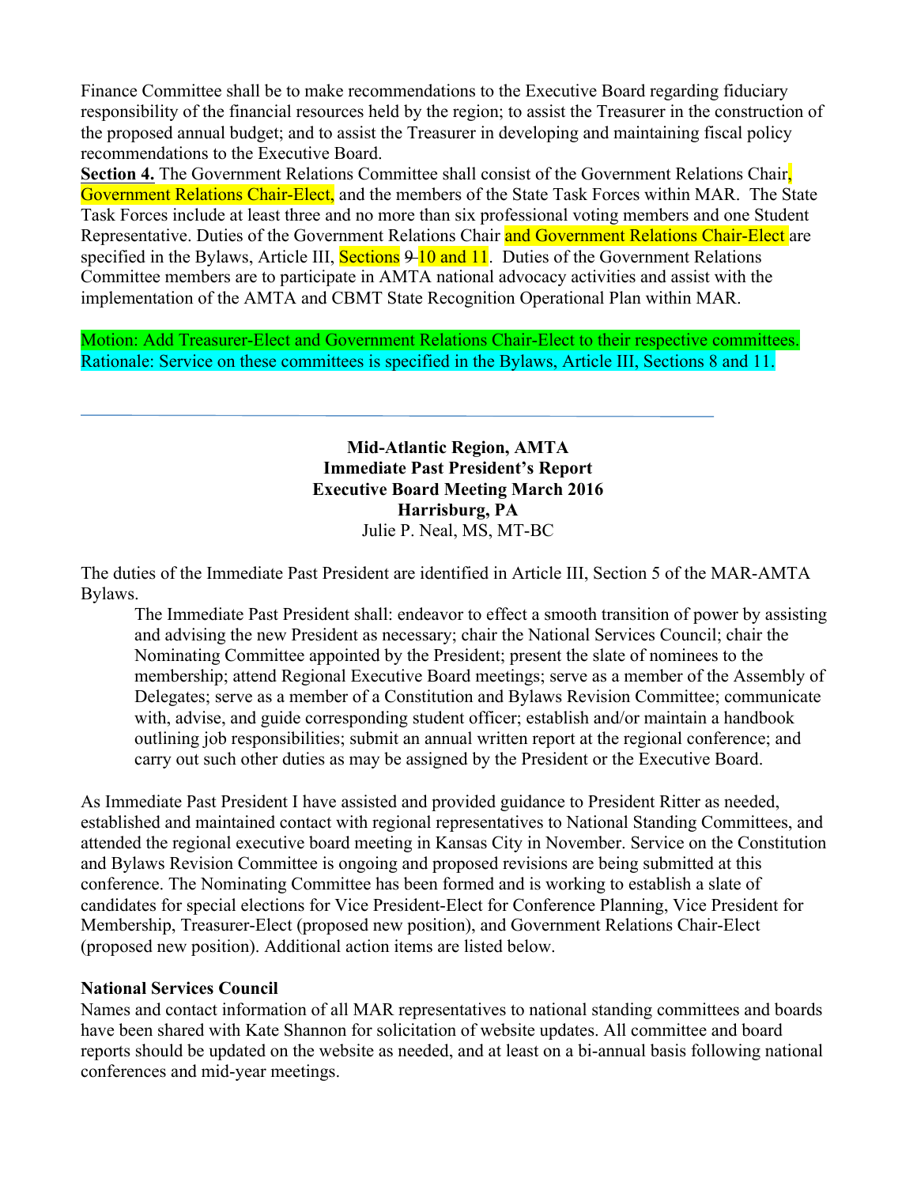Finance Committee shall be to make recommendations to the Executive Board regarding fiduciary responsibility of the financial resources held by the region; to assist the Treasurer in the construction of the proposed annual budget; and to assist the Treasurer in developing and maintaining fiscal policy recommendations to the Executive Board.

**Section 4.** The Government Relations Committee shall consist of the Government Relations Chair, Government Relations Chair-Elect, and the members of the State Task Forces within MAR. The State Task Forces include at least three and no more than six professional voting members and one Student Representative. Duties of the Government Relations Chair and Government Relations Chair-Elect are specified in the Bylaws, Article III, Sections ~~9~~ 10 and 11. Duties of the Government Relations Committee members are to participate in AMTA national advocacy activities and assist with the implementation of the AMTA and CBMT State Recognition Operational Plan within MAR.

Motion: Add Treasurer-Elect and Government Relations Chair-Elect to their respective committees.
Rationale: Service on these committees is specified in the Bylaws, Article III, Sections 8 and 11.

---

**Mid-Atlantic Region, AMTA**
**Immediate Past President's Report**
**Executive Board Meeting March 2016**
**Harrisburg, PA**
Julie P. Neal, MS, MT-BC

The duties of the Immediate Past President are identified in Article III, Section 5 of the MAR-AMTA Bylaws.

> The Immediate Past President shall: endeavor to effect a smooth transition of power by assisting and advising the new President as necessary; chair the National Services Council; chair the Nominating Committee appointed by the President; present the slate of nominees to the membership; attend Regional Executive Board meetings; serve as a member of the Assembly of Delegates; serve as a member of a Constitution and Bylaws Revision Committee; communicate with, advise, and guide corresponding student officer; establish and/or maintain a handbook outlining job responsibilities; submit an annual written report at the regional conference; and carry out such other duties as may be assigned by the President or the Executive Board.

As Immediate Past President I have assisted and provided guidance to President Ritter as needed, established and maintained contact with regional representatives to National Standing Committees, and attended the regional executive board meeting in Kansas City in November. Service on the Constitution and Bylaws Revision Committee is ongoing and proposed revisions are being submitted at this conference. The Nominating Committee has been formed and is working to establish a slate of candidates for special elections for Vice President-Elect for Conference Planning, Vice President for Membership, Treasurer-Elect (proposed new position), and Government Relations Chair-Elect (proposed new position). Additional action items are listed below.

**National Services Council**
Names and contact information of all MAR representatives to national standing committees and boards have been shared with Kate Shannon for solicitation of website updates. All committee and board reports should be updated on the website as needed, and at least on a bi-annual basis following national conferences and mid-year meetings.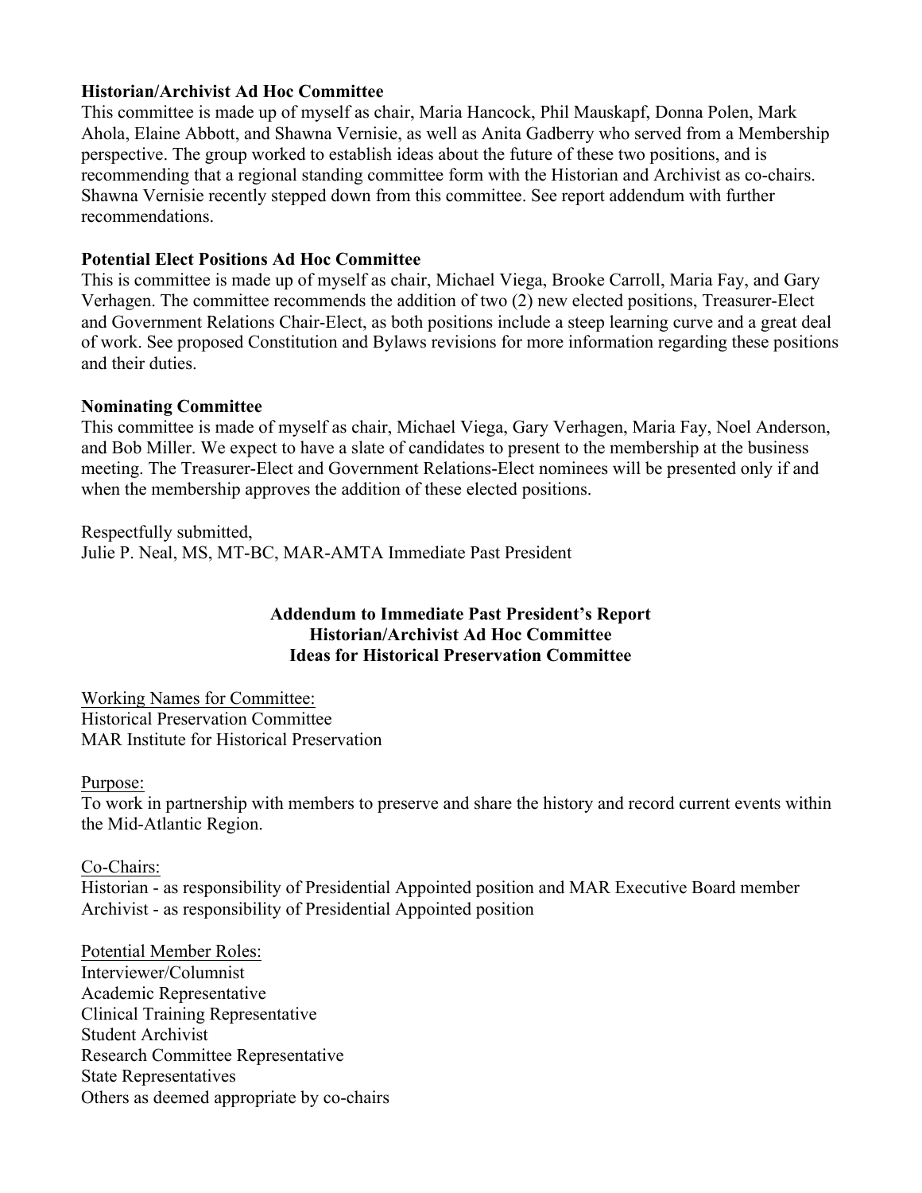**Historian/Archivist Ad Hoc Committee**
This committee is made up of myself as chair, Maria Hancock, Phil Mauskapf, Donna Polen, Mark Ahola, Elaine Abbott, and Shawna Vernisie, as well as Anita Gadberry who served from a Membership perspective. The group worked to establish ideas about the future of these two positions, and is recommending that a regional standing committee form with the Historian and Archivist as co-chairs. Shawna Vernisie recently stepped down from this committee. See report addendum with further recommendations.

**Potential Elect Positions Ad Hoc Committee**
This is committee is made up of myself as chair, Michael Viega, Brooke Carroll, Maria Fay, and Gary Verhagen. The committee recommends the addition of two (2) new elected positions, Treasurer-Elect and Government Relations Chair-Elect, as both positions include a steep learning curve and a great deal of work. See proposed Constitution and Bylaws revisions for more information regarding these positions and their duties.

**Nominating Committee**
This committee is made of myself as chair, Michael Viega, Gary Verhagen, Maria Fay, Noel Anderson, and Bob Miller. We expect to have a slate of candidates to present to the membership at the business meeting. The Treasurer-Elect and Government Relations-Elect nominees will be presented only if and when the membership approves the addition of these elected positions.

Respectfully submitted,
Julie P. Neal, MS, MT-BC, MAR-AMTA Immediate Past President

**Addendum to Immediate Past President's Report**
**Historian/Archivist Ad Hoc Committee**
**Ideas for Historical Preservation Committee**

Working Names for Committee:
Historical Preservation Committee
MAR Institute for Historical Preservation

Purpose:
To work in partnership with members to preserve and share the history and record current events within the Mid-Atlantic Region.

Co-Chairs:
Historian - as responsibility of Presidential Appointed position and MAR Executive Board member
Archivist - as responsibility of Presidential Appointed position

Potential Member Roles:
Interviewer/Columnist
Academic Representative
Clinical Training Representative
Student Archivist
Research Committee Representative
State Representatives
Others as deemed appropriate by co-chairs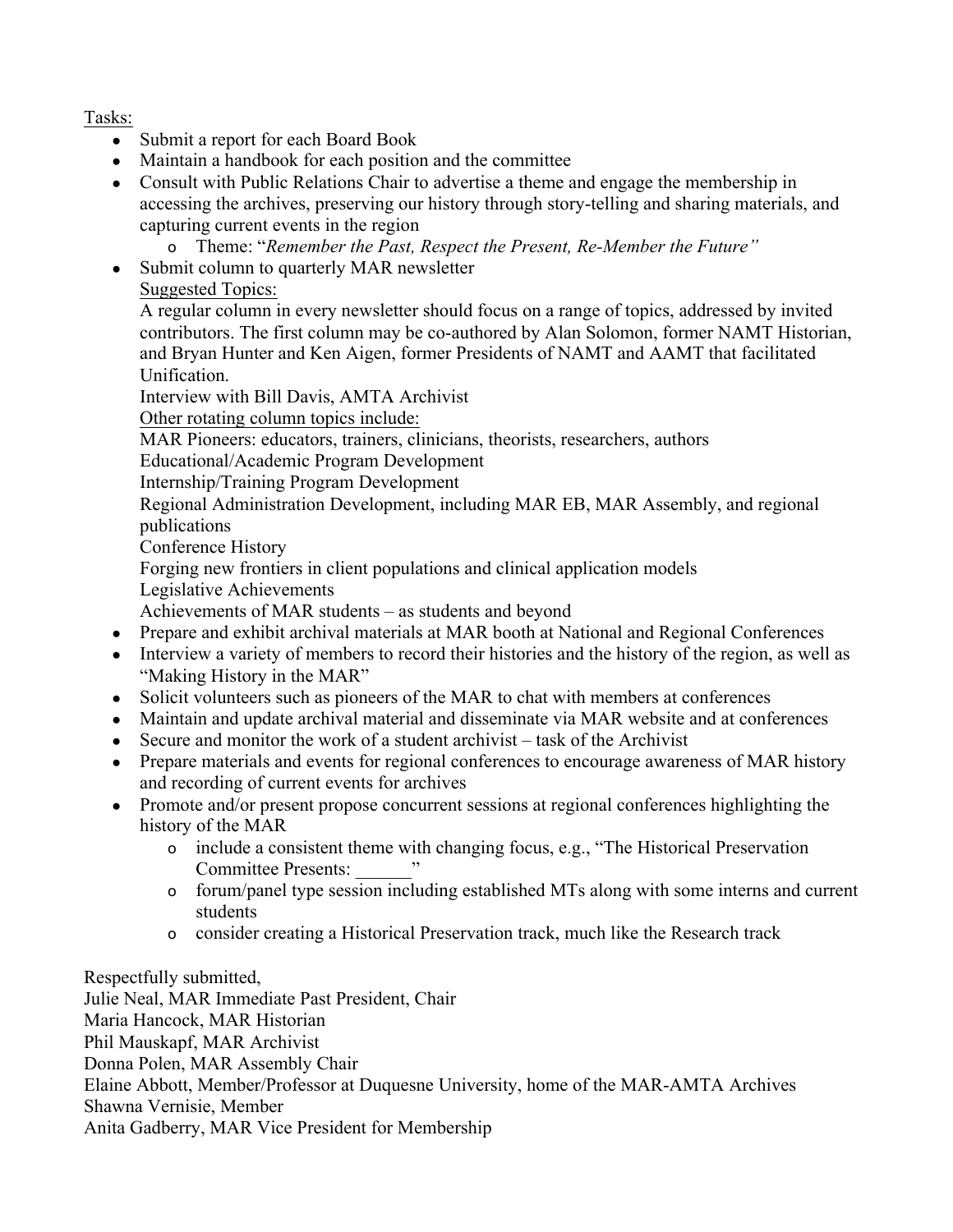Tasks:

- Submit a report for each Board Book
- Maintain a handbook for each position and the committee
- Consult with Public Relations Chair to advertise a theme and engage the membership in accessing the archives, preserving our history through story-telling and sharing materials, and capturing current events in the region
    - Theme: "*Remember the Past, Respect the Present, Re-Member the Future"*
- Submit column to quarterly MAR newsletter

  Suggested Topics:

  A regular column in every newsletter should focus on a range of topics, addressed by invited contributors. The first column may be co-authored by Alan Solomon, former NAMT Historian, and Bryan Hunter and Ken Aigen, former Presidents of NAMT and AAMT that facilitated Unification.

  Interview with Bill Davis, AMTA Archivist

  Other rotating column topics include:

  MAR Pioneers: educators, trainers, clinicians, theorists, researchers, authors

  Educational/Academic Program Development

  Internship/Training Program Development

  Regional Administration Development, including MAR EB, MAR Assembly, and regional publications

  Conference History

  Forging new frontiers in client populations and clinical application models

  Legislative Achievements

  Achievements of MAR students – as students and beyond
- Prepare and exhibit archival materials at MAR booth at National and Regional Conferences
- Interview a variety of members to record their histories and the history of the region, as well as "Making History in the MAR"
- Solicit volunteers such as pioneers of the MAR to chat with members at conferences
- Maintain and update archival material and disseminate via MAR website and at conferences
- Secure and monitor the work of a student archivist – task of the Archivist
- Prepare materials and events for regional conferences to encourage awareness of MAR history and recording of current events for archives
- Promote and/or present propose concurrent sessions at regional conferences highlighting the history of the MAR
    - include a consistent theme with changing focus, e.g., "The Historical Preservation Committee Presents: ______"
    - forum/panel type session including established MTs along with some interns and current students
    - consider creating a Historical Preservation track, much like the Research track

Respectfully submitted,
Julie Neal, MAR Immediate Past President, Chair
Maria Hancock, MAR Historian
Phil Mauskapf, MAR Archivist
Donna Polen, MAR Assembly Chair
Elaine Abbott, Member/Professor at Duquesne University, home of the MAR-AMTA Archives
Shawna Vernisie, Member
Anita Gadberry, MAR Vice President for Membership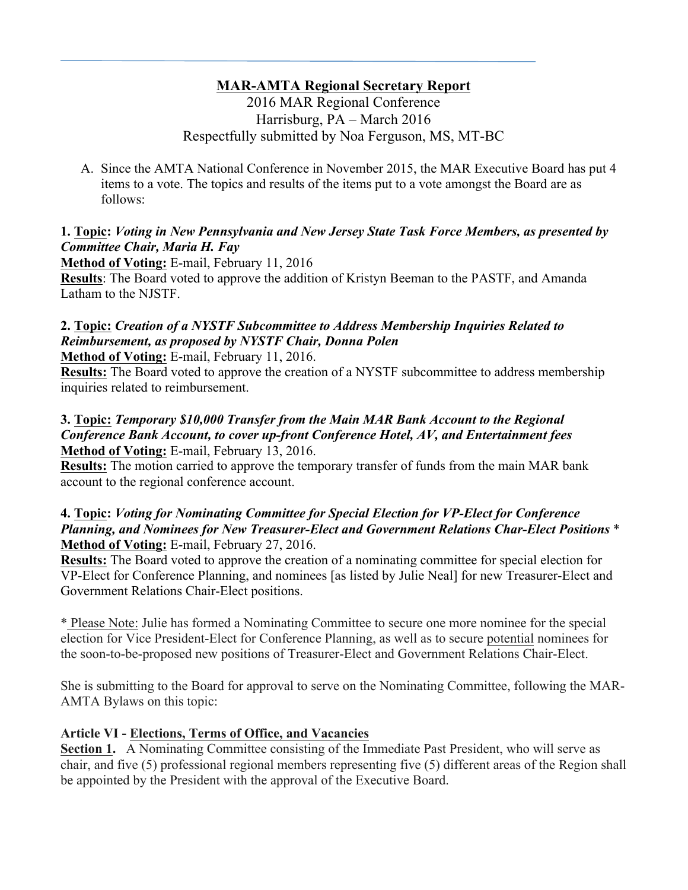**<u>MAR-AMTA Regional Secretary Report</u>**

2016 MAR Regional Conference

Harrisburg, PA – March 2016

Respectfully submitted by Noa Ferguson, MS, MT-BC

A. Since the AMTA National Conference in November 2015, the MAR Executive Board has put 4 items to a vote. The topics and results of the items put to a vote amongst the Board are as follows:

**1. <u>Topic</u>: *Voting in New Pennsylvania and New Jersey State Task Force Members, as presented by Committee Chair, Maria H. Fay***

**<u>Method of Voting:</u>** E-mail, February 11, 2016

**<u>Results</u>**: The Board voted to approve the addition of Kristyn Beeman to the PASTF, and Amanda Latham to the NJSTF.

**2. <u>Topic:</u> *Creation of a NYSTF Subcommittee to Address Membership Inquiries Related to Reimbursement, as proposed by NYSTF Chair, Donna Polen***

**<u>Method of Voting:</u>** E-mail, February 11, 2016.

**<u>Results:</u>** The Board voted to approve the creation of a NYSTF subcommittee to address membership inquiries related to reimbursement.

**3. <u>Topic:</u> *Temporary $10,000 Transfer from the Main MAR Bank Account to the Regional Conference Bank Account, to cover up-front Conference Hotel, AV, and Entertainment fees***

**<u>Method of Voting:</u>** E-mail, February 13, 2016.

**<u>Results:</u>** The motion carried to approve the temporary transfer of funds from the main MAR bank account to the regional conference account.

**4. <u>Topic</u>: *Voting for Nominating Committee for Special Election for VP-Elect for Conference Planning, and Nominees for New Treasurer-Elect and Government Relations Char-Elect Positions*** *

**<u>Method of Voting:</u>** E-mail, February 27, 2016.

**<u>Results:</u>** The Board voted to approve the creation of a nominating committee for special election for VP-Elect for Conference Planning, and nominees [as listed by Julie Neal] for new Treasurer-Elect and Government Relations Chair-Elect positions.

* <u>Please Note:</u> Julie has formed a Nominating Committee to secure one more nominee for the special election for Vice President-Elect for Conference Planning, as well as to secure <u>potential</u> nominees for the soon-to-be-proposed new positions of Treasurer-Elect and Government Relations Chair-Elect.

She is submitting to the Board for approval to serve on the Nominating Committee, following the MAR-AMTA Bylaws on this topic:

**Article VI - <u>Elections, Terms of Office, and Vacancies</u>**

**<u>Section 1.</u>** A Nominating Committee consisting of the Immediate Past President, who will serve as chair, and five (5) professional regional members representing five (5) different areas of the Region shall be appointed by the President with the approval of the Executive Board.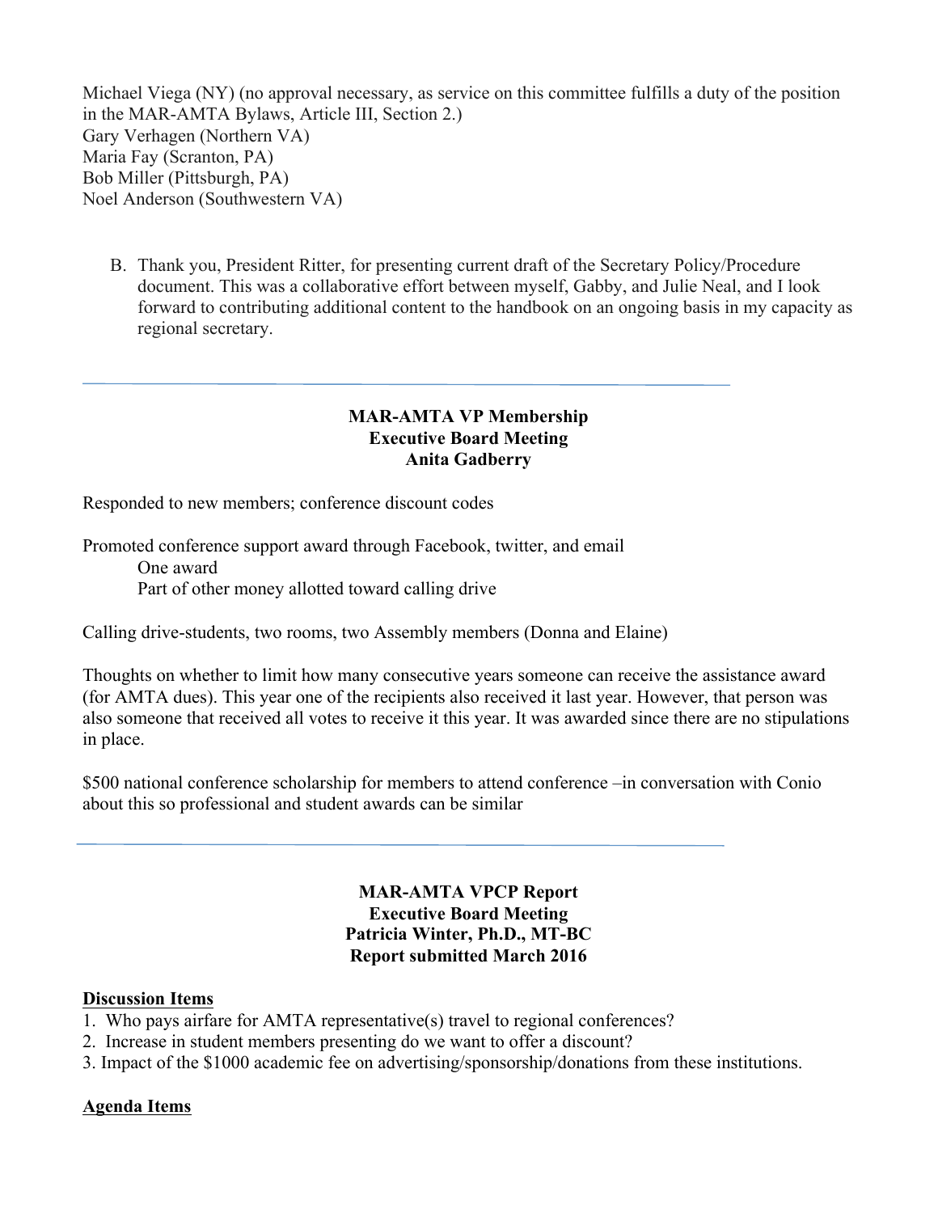Michael Viega (NY) (no approval necessary, as service on this committee fulfills a duty of the position in the MAR-AMTA Bylaws, Article III, Section 2.)
Gary Verhagen (Northern VA)
Maria Fay (Scranton, PA)
Bob Miller (Pittsburgh, PA)
Noel Anderson (Southwestern VA)

B. Thank you, President Ritter, for presenting current draft of the Secretary Policy/Procedure document. This was a collaborative effort between myself, Gabby, and Julie Neal, and I look forward to contributing additional content to the handbook on an ongoing basis in my capacity as regional secretary.

---

**MAR-AMTA VP Membership**
**Executive Board Meeting**
**Anita Gadberry**

Responded to new members; conference discount codes

Promoted conference support award through Facebook, twitter, and email
    One award
    Part of other money allotted toward calling drive

Calling drive-students, two rooms, two Assembly members (Donna and Elaine)

Thoughts on whether to limit how many consecutive years someone can receive the assistance award (for AMTA dues). This year one of the recipients also received it last year. However, that person was also someone that received all votes to receive it this year. It was awarded since there are no stipulations in place.

$500 national conference scholarship for members to attend conference –in conversation with Conio about this so professional and student awards can be similar

---

**MAR-AMTA VPCP Report**
**Executive Board Meeting**
**Patricia Winter, Ph.D., MT-BC**
**Report submitted March 2016**

**Discussion Items**

1. Who pays airfare for AMTA representative(s) travel to regional conferences?
2. Increase in student members presenting do we want to offer a discount?
3. Impact of the $1000 academic fee on advertising/sponsorship/donations from these institutions.

**Agenda Items**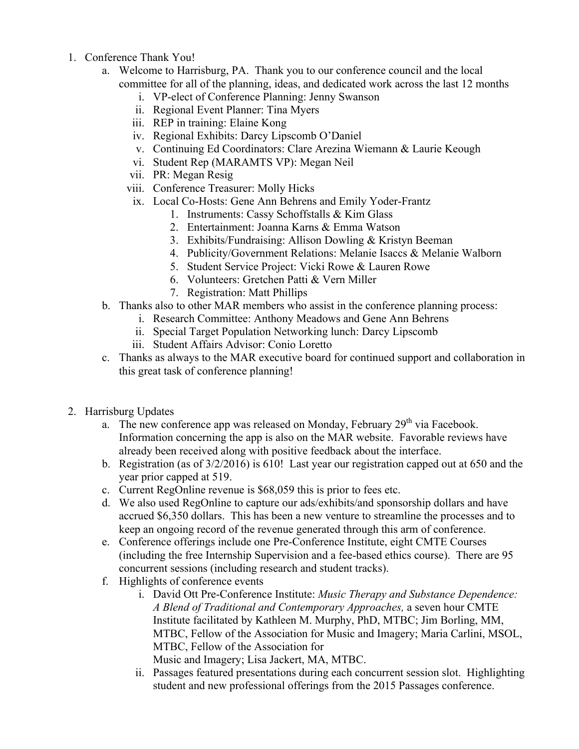1. Conference Thank You!
   a. Welcome to Harrisburg, PA. Thank you to our conference council and the local committee for all of the planning, ideas, and dedicated work across the last 12 months
      i. VP-elect of Conference Planning: Jenny Swanson
      ii. Regional Event Planner: Tina Myers
      iii. REP in training: Elaine Kong
      iv. Regional Exhibits: Darcy Lipscomb O'Daniel
      v. Continuing Ed Coordinators: Clare Arezina Wiemann & Laurie Keough
      vi. Student Rep (MARAMTS VP): Megan Neil
      vii. PR: Megan Resig
      viii. Conference Treasurer: Molly Hicks
      ix. Local Co-Hosts: Gene Ann Behrens and Emily Yoder-Frantz
         1. Instruments: Cassy Schoffstalls & Kim Glass
         2. Entertainment: Joanna Karns & Emma Watson
         3. Exhibits/Fundraising: Allison Dowling & Kristyn Beeman
         4. Publicity/Government Relations: Melanie Isaccs & Melanie Walborn
         5. Student Service Project: Vicki Rowe & Lauren Rowe
         6. Volunteers: Gretchen Patti & Vern Miller
         7. Registration: Matt Phillips
   b. Thanks also to other MAR members who assist in the conference planning process:
      i. Research Committee: Anthony Meadows and Gene Ann Behrens
      ii. Special Target Population Networking lunch: Darcy Lipscomb
      iii. Student Affairs Advisor: Conio Loretto
   c. Thanks as always to the MAR executive board for continued support and collaboration in this great task of conference planning!

2. Harrisburg Updates
   a. The new conference app was released on Monday, February 29th via Facebook. Information concerning the app is also on the MAR website. Favorable reviews have already been received along with positive feedback about the interface.
   b. Registration (as of 3/2/2016) is 610! Last year our registration capped out at 650 and the year prior capped at 519.
   c. Current RegOnline revenue is $68,059 this is prior to fees etc.
   d. We also used RegOnline to capture our ads/exhibits/and sponsorship dollars and have accrued $6,350 dollars. This has been a new venture to streamline the processes and to keep an ongoing record of the revenue generated through this arm of conference.
   e. Conference offerings include one Pre-Conference Institute, eight CMTE Courses (including the free Internship Supervision and a fee-based ethics course). There are 95 concurrent sessions (including research and student tracks).
   f. Highlights of conference events
      i. David Ott Pre-Conference Institute: *Music Therapy and Substance Dependence: A Blend of Traditional and Contemporary Approaches,* a seven hour CMTE Institute facilitated by Kathleen M. Murphy, PhD, MTBC; Jim Borling, MM, MTBC, Fellow of the Association for Music and Imagery; Maria Carlini, MSOL, MTBC, Fellow of the Association for Music and Imagery; Lisa Jackert, MA, MTBC.
      ii. Passages featured presentations during each concurrent session slot. Highlighting student and new professional offerings from the 2015 Passages conference.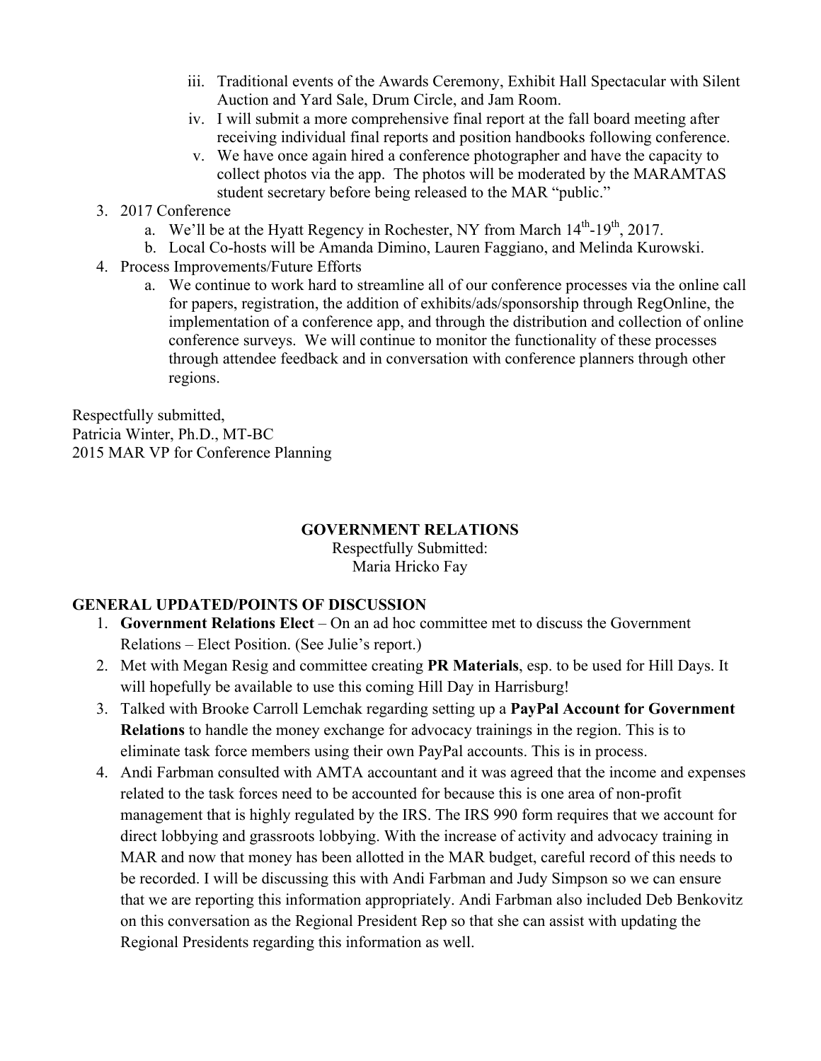iii. Traditional events of the Awards Ceremony, Exhibit Hall Spectacular with Silent Auction and Yard Sale, Drum Circle, and Jam Room.
iv. I will submit a more comprehensive final report at the fall board meeting after receiving individual final reports and position handbooks following conference.
v. We have once again hired a conference photographer and have the capacity to collect photos via the app. The photos will be moderated by the MARAMTAS student secretary before being released to the MAR "public."

3. 2017 Conference
   a. We'll be at the Hyatt Regency in Rochester, NY from March 14th-19th, 2017.
   b. Local Co-hosts will be Amanda Dimino, Lauren Faggiano, and Melinda Kurowski.
4. Process Improvements/Future Efforts
   a. We continue to work hard to streamline all of our conference processes via the online call for papers, registration, the addition of exhibits/ads/sponsorship through RegOnline, the implementation of a conference app, and through the distribution and collection of online conference surveys. We will continue to monitor the functionality of these processes through attendee feedback and in conversation with conference planners through other regions.

Respectfully submitted,
Patricia Winter, Ph.D., MT-BC
2015 MAR VP for Conference Planning

## GOVERNMENT RELATIONS

Respectfully Submitted:
Maria Hricko Fay

### GENERAL UPDATED/POINTS OF DISCUSSION

1. **Government Relations Elect** – On an ad hoc committee met to discuss the Government Relations – Elect Position. (See Julie's report.)
2. Met with Megan Resig and committee creating **PR Materials**, esp. to be used for Hill Days. It will hopefully be available to use this coming Hill Day in Harrisburg!
3. Talked with Brooke Carroll Lemchak regarding setting up a **PayPal Account for Government Relations** to handle the money exchange for advocacy trainings in the region. This is to eliminate task force members using their own PayPal accounts. This is in process.
4. Andi Farbman consulted with AMTA accountant and it was agreed that the income and expenses related to the task forces need to be accounted for because this is one area of non-profit management that is highly regulated by the IRS. The IRS 990 form requires that we account for direct lobbying and grassroots lobbying. With the increase of activity and advocacy training in MAR and now that money has been allotted in the MAR budget, careful record of this needs to be recorded. I will be discussing this with Andi Farbman and Judy Simpson so we can ensure that we are reporting this information appropriately. Andi Farbman also included Deb Benkovitz on this conversation as the Regional President Rep so that she can assist with updating the Regional Presidents regarding this information as well.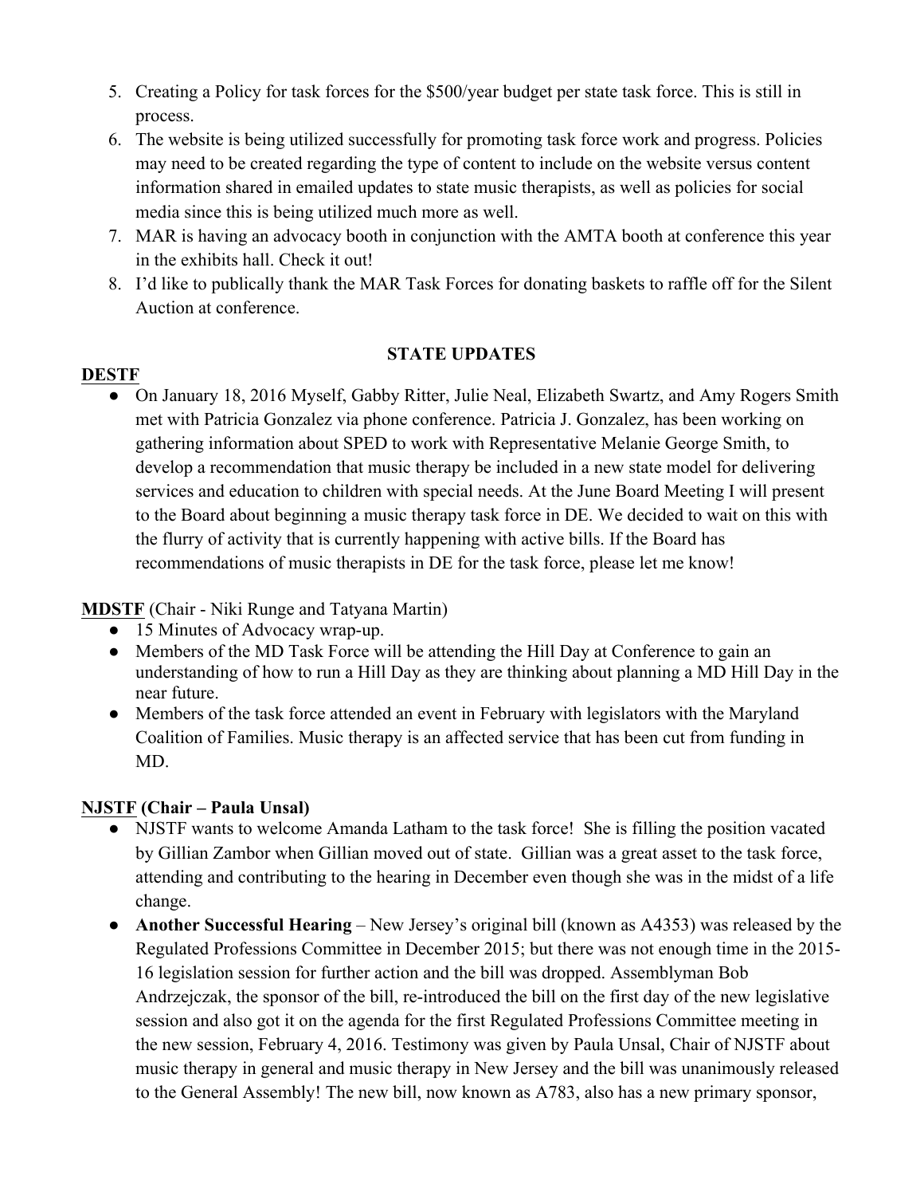5. Creating a Policy for task forces for the $500/year budget per state task force. This is still in process.
6. The website is being utilized successfully for promoting task force work and progress. Policies may need to be created regarding the type of content to include on the website versus content information shared in emailed updates to state music therapists, as well as policies for social media since this is being utilized much more as well.
7. MAR is having an advocacy booth in conjunction with the AMTA booth at conference this year in the exhibits hall. Check it out!
8. I'd like to publically thank the MAR Task Forces for donating baskets to raffle off for the Silent Auction at conference.

**STATE UPDATES**

**DESTF**

- On January 18, 2016 Myself, Gabby Ritter, Julie Neal, Elizabeth Swartz, and Amy Rogers Smith met with Patricia Gonzalez via phone conference. Patricia J. Gonzalez, has been working on gathering information about SPED to work with Representative Melanie George Smith, to develop a recommendation that music therapy be included in a new state model for delivering services and education to children with special needs. At the June Board Meeting I will present to the Board about beginning a music therapy task force in DE. We decided to wait on this with the flurry of activity that is currently happening with active bills. If the Board has recommendations of music therapists in DE for the task force, please let me know!

**MDSTF** (Chair - Niki Runge and Tatyana Martin)

- 15 Minutes of Advocacy wrap-up.
- Members of the MD Task Force will be attending the Hill Day at Conference to gain an understanding of how to run a Hill Day as they are thinking about planning a MD Hill Day in the near future.
- Members of the task force attended an event in February with legislators with the Maryland Coalition of Families. Music therapy is an affected service that has been cut from funding in MD.

**NJSTF (Chair – Paula Unsal)**

- NJSTF wants to welcome Amanda Latham to the task force! She is filling the position vacated by Gillian Zambor when Gillian moved out of state. Gillian was a great asset to the task force, attending and contributing to the hearing in December even though she was in the midst of a life change.
- **Another Successful Hearing** – New Jersey's original bill (known as A4353) was released by the Regulated Professions Committee in December 2015; but there was not enough time in the 2015-16 legislation session for further action and the bill was dropped. Assemblyman Bob Andrzejczak, the sponsor of the bill, re-introduced the bill on the first day of the new legislative session and also got it on the agenda for the first Regulated Professions Committee meeting in the new session, February 4, 2016. Testimony was given by Paula Unsal, Chair of NJSTF about music therapy in general and music therapy in New Jersey and the bill was unanimously released to the General Assembly! The new bill, now known as A783, also has a new primary sponsor,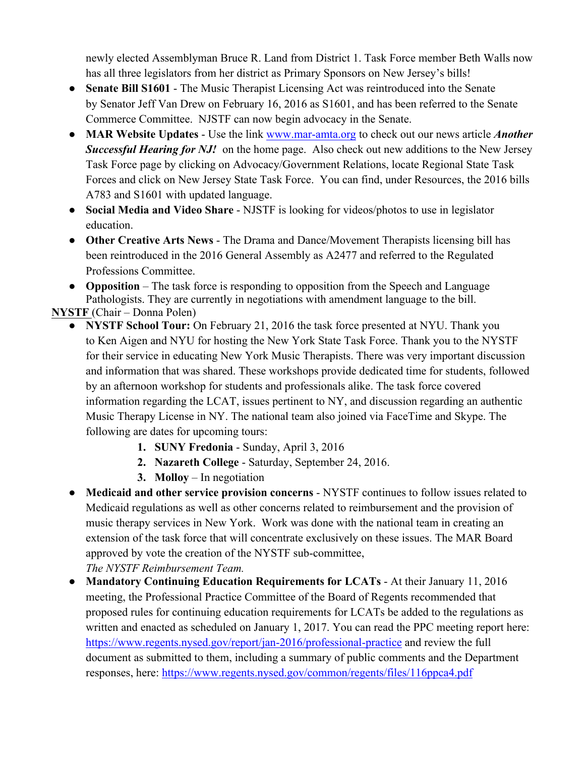newly elected Assemblyman Bruce R. Land from District 1. Task Force member Beth Walls now has all three legislators from her district as Primary Sponsors on New Jersey's bills!

- **Senate Bill S1601** - The Music Therapist Licensing Act was reintroduced into the Senate by Senator Jeff Van Drew on February 16, 2016 as S1601, and has been referred to the Senate Commerce Committee. NJSTF can now begin advocacy in the Senate.
- **MAR Website Updates** - Use the link [www.mar-amta.org](http://www.mar-amta.org) to check out our news article ***Another Successful Hearing for NJ!*** on the home page. Also check out new additions to the New Jersey Task Force page by clicking on Advocacy/Government Relations, locate Regional State Task Forces and click on New Jersey State Task Force. You can find, under Resources, the 2016 bills A783 and S1601 with updated language.
- **Social Media and Video Share** - NJSTF is looking for videos/photos to use in legislator education.
- **Other Creative Arts News** - The Drama and Dance/Movement Therapists licensing bill has been reintroduced in the 2016 General Assembly as A2477 and referred to the Regulated Professions Committee.
- **Opposition** – The task force is responding to opposition from the Speech and Language Pathologists. They are currently in negotiations with amendment language to the bill.

<u>NYSTF</u> (Chair – Donna Polen)

- **NYSTF School Tour:** On February 21, 2016 the task force presented at NYU. Thank you to Ken Aigen and NYU for hosting the New York State Task Force. Thank you to the NYSTF for their service in educating New York Music Therapists. There was very important discussion and information that was shared. These workshops provide dedicated time for students, followed by an afternoon workshop for students and professionals alike. The task force covered information regarding the LCAT, issues pertinent to NY, and discussion regarding an authentic Music Therapy License in NY. The national team also joined via FaceTime and Skype. The following are dates for upcoming tours:
  1. **SUNY Fredonia** - Sunday, April 3, 2016
  2. **Nazareth College** - Saturday, September 24, 2016.
  3. **Molloy** – In negotiation
- **Medicaid and other service provision concerns** - NYSTF continues to follow issues related to Medicaid regulations as well as other concerns related to reimbursement and the provision of music therapy services in New York. Work was done with the national team in creating an extension of the task force that will concentrate exclusively on these issues. The MAR Board approved by vote the creation of the NYSTF sub-committee, *The NYSTF Reimbursement Team.*
- **Mandatory Continuing Education Requirements for LCATs** - At their January 11, 2016 meeting, the Professional Practice Committee of the Board of Regents recommended that proposed rules for continuing education requirements for LCATs be added to the regulations as written and enacted as scheduled on January 1, 2017. You can read the PPC meeting report here: [https://www.regents.nysed.gov/report/jan-2016/professional-practice](https://www.regents.nysed.gov/report/jan-2016/professional-practice) and review the full document as submitted to them, including a summary of public comments and the Department responses, here: [https://www.regents.nysed.gov/common/regents/files/116ppca4.pdf](https://www.regents.nysed.gov/common/regents/files/116ppca4.pdf)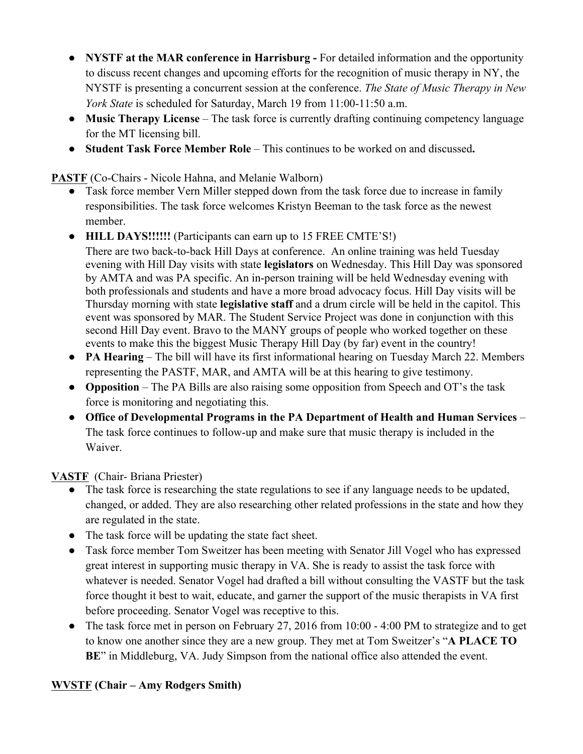- **NYSTF at the MAR conference in Harrisburg -** For detailed information and the opportunity to discuss recent changes and upcoming efforts for the recognition of music therapy in NY, the NYSTF is presenting a concurrent session at the conference. *The State of Music Therapy in New York State* is scheduled for Saturday, March 19 from 11:00-11:50 a.m.
- **Music Therapy License** – The task force is currently drafting continuing competency language for the MT licensing bill.
- **Student Task Force Member Role** – This continues to be worked on and discussed**.**

**PASTF** (Co-Chairs - Nicole Hahna, and Melanie Walborn)

- Task force member Vern Miller stepped down from the task force due to increase in family responsibilities. The task force welcomes Kristyn Beeman to the task force as the newest member.
- **HILL DAYS!!!!!!** (Participants can earn up to 15 FREE CMTE'S!)
  There are two back-to-back Hill Days at conference. An online training was held Tuesday evening with Hill Day visits with state **legislators** on Wednesday. This Hill Day was sponsored by AMTA and was PA specific. An in-person training will be held Wednesday evening with both professionals and students and have a more broad advocacy focus. Hill Day visits will be Thursday morning with state **legislative staff** and a drum circle will be held in the capitol. This event was sponsored by MAR. The Student Service Project was done in conjunction with this second Hill Day event. Bravo to the MANY groups of people who worked together on these events to make this the biggest Music Therapy Hill Day (by far) event in the country!
- **PA Hearing** – The bill will have its first informational hearing on Tuesday March 22. Members representing the PASTF, MAR, and AMTA will be at this hearing to give testimony.
- **Opposition** – The PA Bills are also raising some opposition from Speech and OT's the task force is monitoring and negotiating this.
- **Office of Developmental Programs in the PA Department of Health and Human Services** – The task force continues to follow-up and make sure that music therapy is included in the Waiver.

**VASTF** (Chair- Briana Priester)

- The task force is researching the state regulations to see if any language needs to be updated, changed, or added. They are also researching other related professions in the state and how they are regulated in the state.
- The task force will be updating the state fact sheet.
- Task force member Tom Sweitzer has been meeting with Senator Jill Vogel who has expressed great interest in supporting music therapy in VA. She is ready to assist the task force with whatever is needed. Senator Vogel had drafted a bill without consulting the VASTF but the task force thought it best to wait, educate, and garner the support of the music therapists in VA first before proceeding. Senator Vogel was receptive to this.
- The task force met in person on February 27, 2016 from 10:00 - 4:00 PM to strategize and to get to know one another since they are a new group. They met at Tom Sweitzer's "**A PLACE TO BE**" in Middleburg, VA. Judy Simpson from the national office also attended the event.

**WVSTF (Chair – Amy Rodgers Smith)**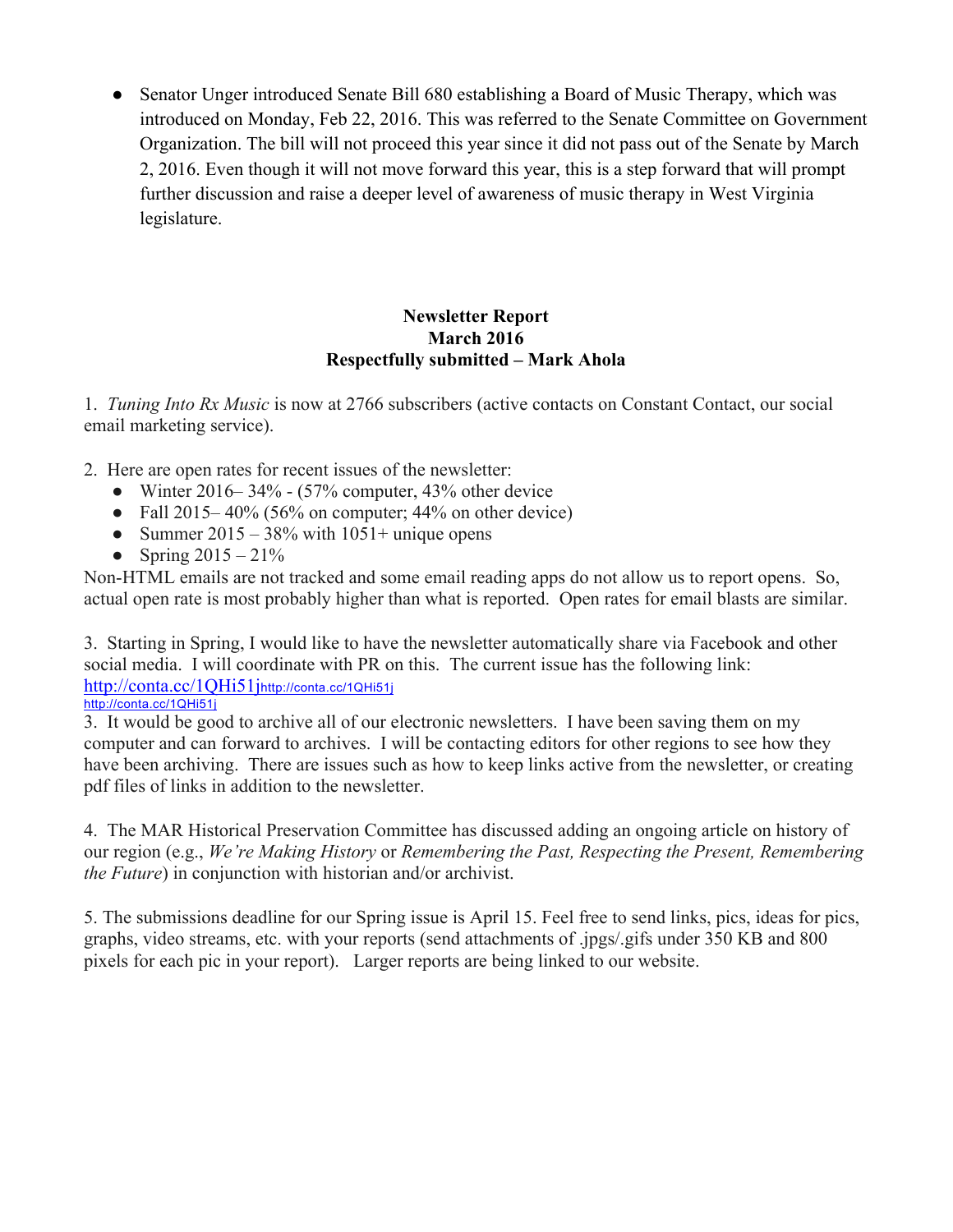- Senator Unger introduced Senate Bill 680 establishing a Board of Music Therapy, which was introduced on Monday, Feb 22, 2016. This was referred to the Senate Committee on Government Organization. The bill will not proceed this year since it did not pass out of the Senate by March 2, 2016. Even though it will not move forward this year, this is a step forward that will prompt further discussion and raise a deeper level of awareness of music therapy in West Virginia legislature.

**Newsletter Report**
**March 2016**
**Respectfully submitted – Mark Ahola**

1. *Tuning Into Rx Music* is now at 2766 subscribers (active contacts on Constant Contact, our social email marketing service).

2. Here are open rates for recent issues of the newsletter:
   - Winter 2016– 34% - (57% computer, 43% other device
   - Fall 2015– 40% (56% on computer; 44% on other device)
   - Summer 2015 – 38% with 1051+ unique opens
   - Spring 2015 – 21%

Non-HTML emails are not tracked and some email reading apps do not allow us to report opens. So, actual open rate is most probably higher than what is reported. Open rates for email blasts are similar.

3. Starting in Spring, I would like to have the newsletter automatically share via Facebook and other social media. I will coordinate with PR on this. The current issue has the following link: http://conta.cc/1QHi51jhttp://conta.cc/1QHi51j http://conta.cc/1QHi51j

3. It would be good to archive all of our electronic newsletters. I have been saving them on my computer and can forward to archives. I will be contacting editors for other regions to see how they have been archiving. There are issues such as how to keep links active from the newsletter, or creating pdf files of links in addition to the newsletter.

4. The MAR Historical Preservation Committee has discussed adding an ongoing article on history of our region (e.g., *We're Making History* or *Remembering the Past, Respecting the Present, Remembering the Future*) in conjunction with historian and/or archivist.

5. The submissions deadline for our Spring issue is April 15. Feel free to send links, pics, ideas for pics, graphs, video streams, etc. with your reports (send attachments of .jpgs/.gifs under 350 KB and 800 pixels for each pic in your report). Larger reports are being linked to our website.